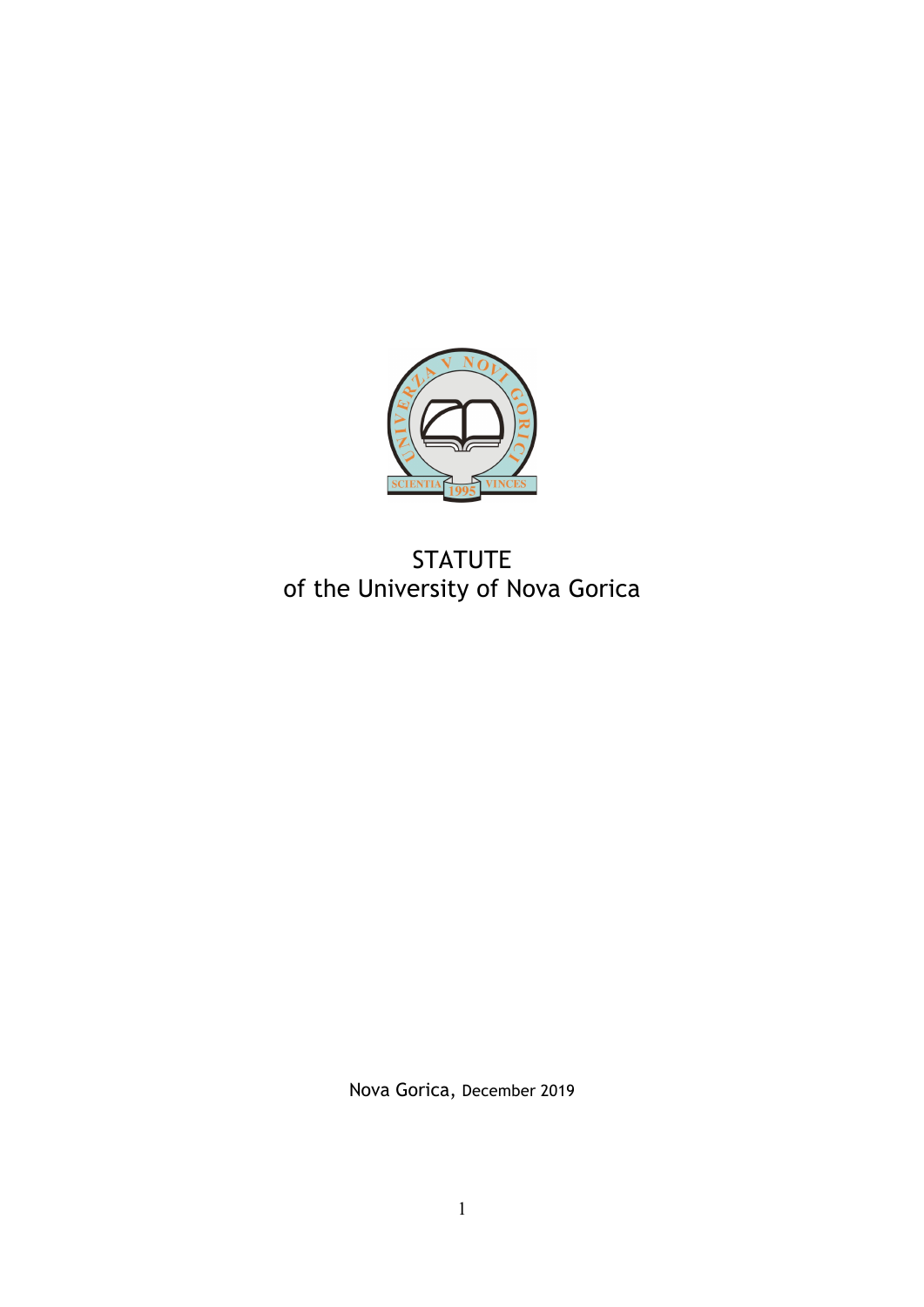# STATUTE
of the University of Nova Gorica

Nova Gorica, December 2019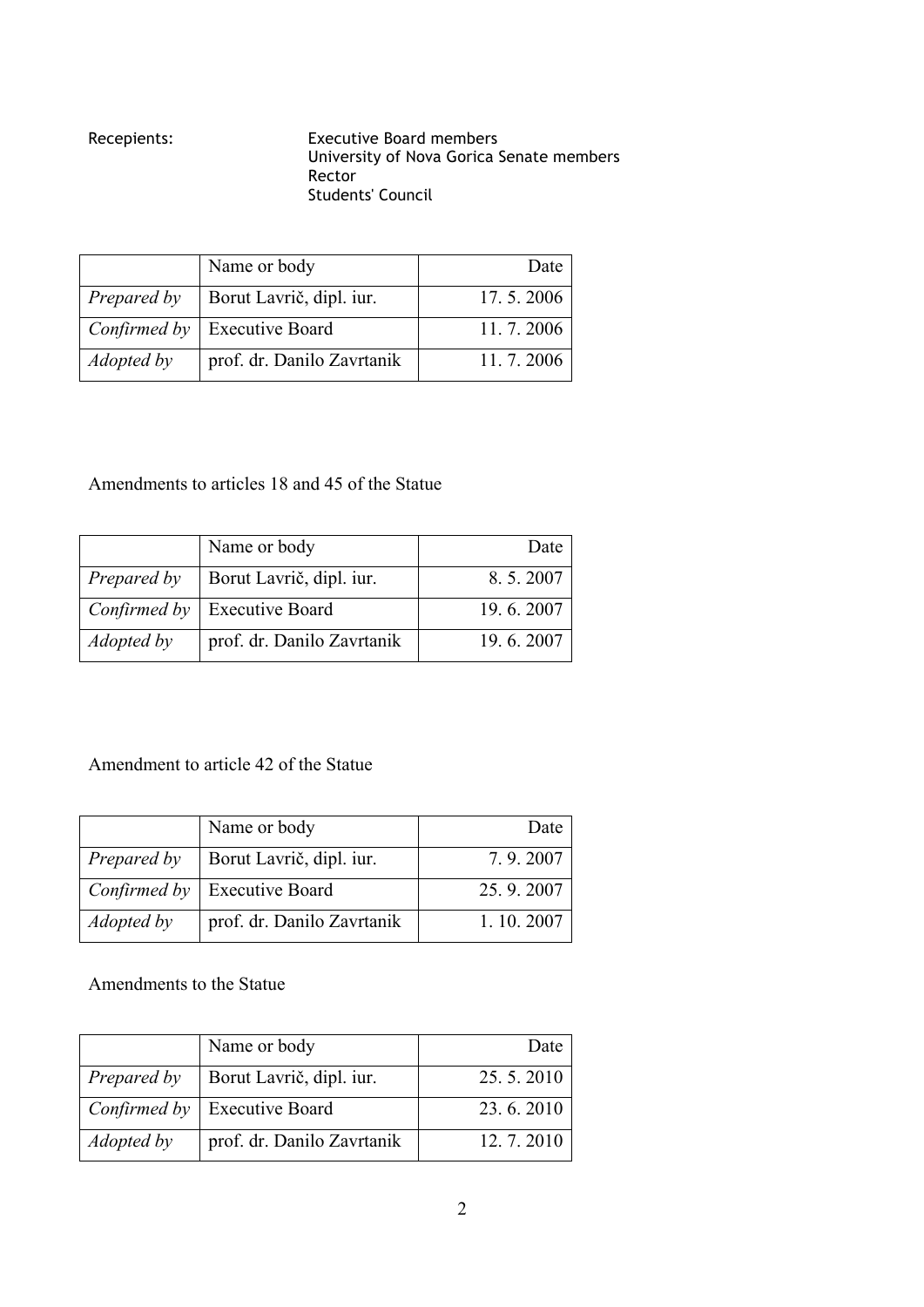Recepients: Executive Board members
University of Nova Gorica Senate members
Rector
Students' Council

| | Name or body | Date |
|---|---|---|
| *Prepared by* | Borut Lavrič, dipl. iur. | 17. 5. 2006 |
| *Confirmed by* | Executive Board | 11. 7. 2006 |
| *Adopted by* | prof. dr. Danilo Zavrtanik | 11. 7. 2006 |

Amendments to articles 18 and 45 of the Statue

| | Name or body | Date |
|---|---|---|
| *Prepared by* | Borut Lavrič, dipl. iur. | 8. 5. 2007 |
| *Confirmed by* | Executive Board | 19. 6. 2007 |
| *Adopted by* | prof. dr. Danilo Zavrtanik | 19. 6. 2007 |

Amendment to article 42 of the Statue

| | Name or body | Date |
|---|---|---|
| *Prepared by* | Borut Lavrič, dipl. iur. | 7. 9. 2007 |
| *Confirmed by* | Executive Board | 25. 9. 2007 |
| *Adopted by* | prof. dr. Danilo Zavrtanik | 1. 10. 2007 |

Amendments to the Statue

| | Name or body | Date |
|---|---|---|
| *Prepared by* | Borut Lavrič, dipl. iur. | 25. 5. 2010 |
| *Confirmed by* | Executive Board | 23. 6. 2010 |
| *Adopted by* | prof. dr. Danilo Zavrtanik | 12. 7. 2010 |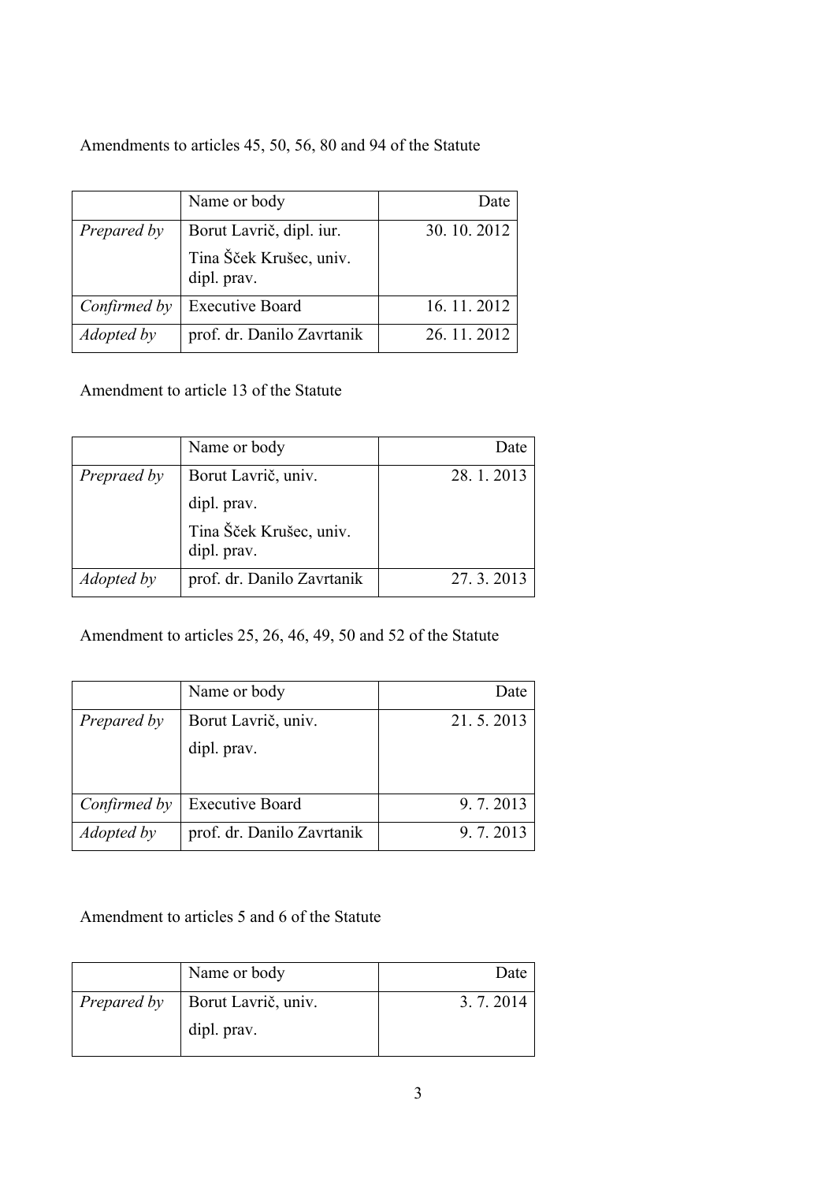Amendments to articles 45, 50, 56, 80 and 94 of the Statute

| | Name or body | Date |
|---|---|---|
| *Prepared by* | Borut Lavrič, dipl. iur.<br>Tina Šček Krušec, univ. dipl. prav. | 30. 10. 2012 |
| *Confirmed by* | Executive Board | 16. 11. 2012 |
| *Adopted by* | prof. dr. Danilo Zavrtanik | 26. 11. 2012 |

Amendment to article 13 of the Statute

| | Name or body | Date |
|---|---|---|
| *Prepraed by* | Borut Lavrič, univ. dipl. prav.<br>Tina Šček Krušec, univ. dipl. prav. | 28. 1. 2013 |
| *Adopted by* | prof. dr. Danilo Zavrtanik | 27. 3. 2013 |

Amendment to articles 25, 26, 46, 49, 50 and 52 of the Statute

| | Name or body | Date |
|---|---|---|
| *Prepared by* | Borut Lavrič, univ. dipl. prav. | 21. 5. 2013 |
| *Confirmed by* | Executive Board | 9. 7. 2013 |
| *Adopted by* | prof. dr. Danilo Zavrtanik | 9. 7. 2013 |

Amendment to articles 5 and 6 of the Statute

| | Name or body | Date |
|---|---|---|
| *Prepared by* | Borut Lavrič, univ. dipl. prav. | 3. 7. 2014 |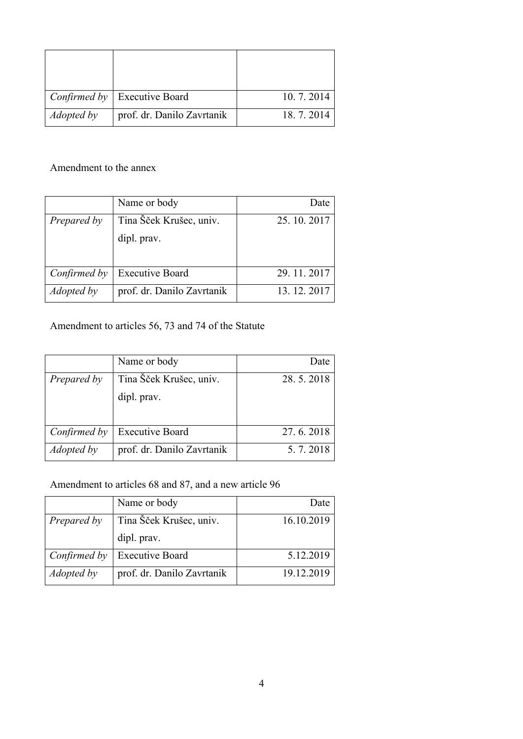| | | |
|---|---|---|
| | | |
| *Confirmed by* | Executive Board | 10. 7. 2014 |
| *Adopted by* | prof. dr. Danilo Zavrtanik | 18. 7. 2014 |

Amendment to the annex

| | Name or body | Date |
|---|---|---|
| *Prepared by* | Tina Šček Krušec, univ. dipl. prav. | 25. 10. 2017 |
| *Confirmed by* | Executive Board | 29. 11. 2017 |
| *Adopted by* | prof. dr. Danilo Zavrtanik | 13. 12. 2017 |

Amendment to articles 56, 73 and 74 of the Statute

| | Name or body | Date |
|---|---|---|
| *Prepared by* | Tina Šček Krušec, univ. dipl. prav. | 28. 5. 2018 |
| *Confirmed by* | Executive Board | 27. 6. 2018 |
| *Adopted by* | prof. dr. Danilo Zavrtanik | 5. 7. 2018 |

Amendment to articles 68 and 87, and a new article 96

| | Name or body | Date |
|---|---|---|
| *Prepared by* | Tina Šček Krušec, univ. dipl. prav. | 16.10.2019 |
| *Confirmed by* | Executive Board | 5.12.2019 |
| *Adopted by* | prof. dr. Danilo Zavrtanik | 19.12.2019 |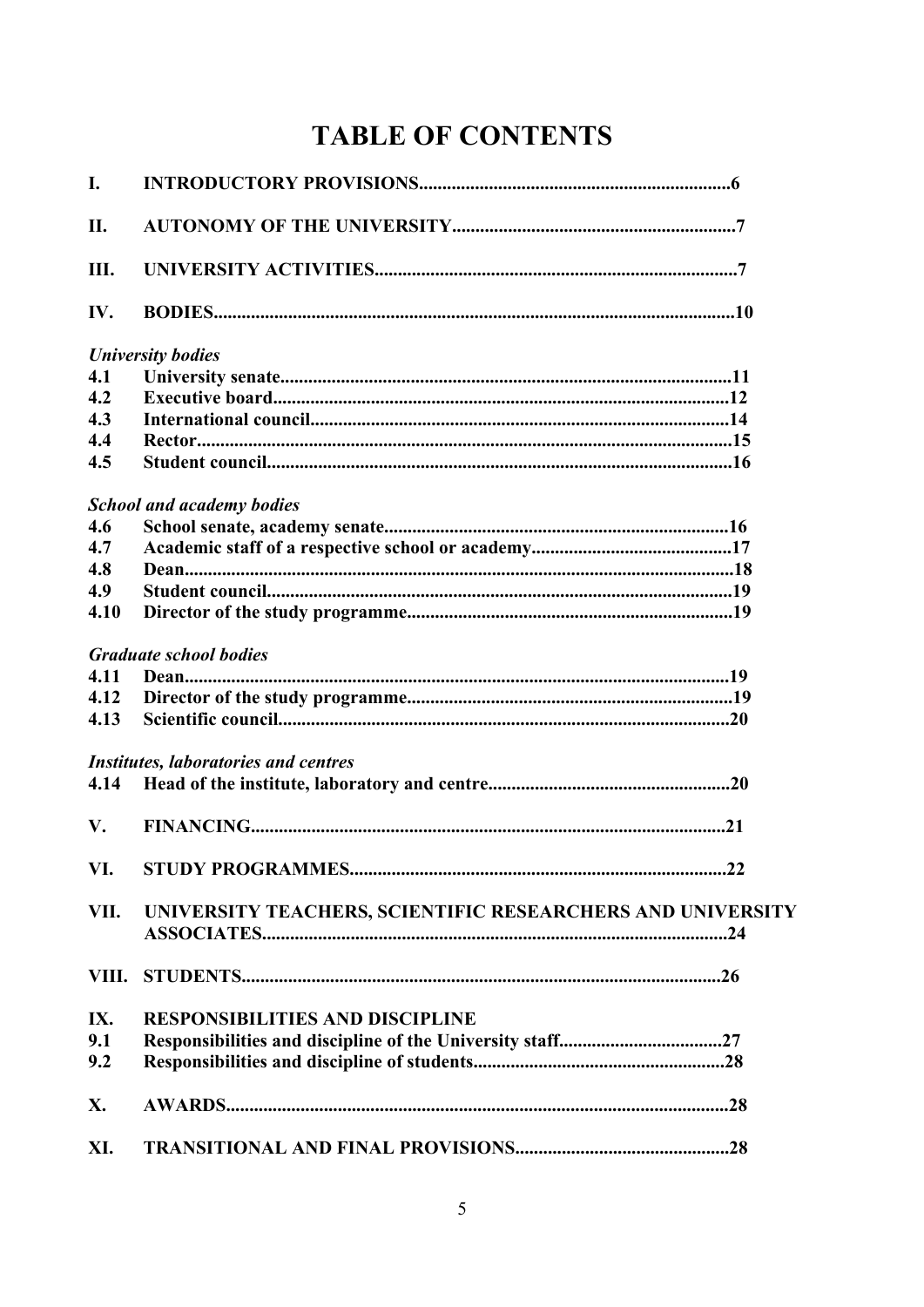# TABLE OF CONTENTS

**I. INTRODUCTORY PROVISIONS**..................................................................**6**

**II. AUTONOMY OF THE UNIVERSITY**............................................................**7**

**III. UNIVERSITY ACTIVITIES**............................................................................**7**

**IV. BODIES**..............................................................................................................**10**

***University bodies***

**4.1 University senate**................................................................................................**11**
**4.2 Executive board**.................................................................................................**12**
**4.3 International council**..........................................................................................**14**
**4.4 Rector**.................................................................................................................**15**
**4.5 Student council**...................................................................................................**16**

***School and academy bodies***

**4.6 School senate, academy senate**.........................................................................**16**
**4.7 Academic staff of a respective school or academy**..........................................**17**
**4.8 Dean**.....................................................................................................................**18**
**4.9 Student council**...................................................................................................**19**
**4.10 Director of the study programme**.....................................................................**19**

***Graduate school bodies***

**4.11 Dean**...................................................................................................................**19**
**4.12 Director of the study programme**....................................................................**19**
**4.13 Scientific council**...............................................................................................**20**

***Institutes, laboratories and centres***

**4.14 Head of the institute, laboratory and centre**...................................................**20**

**V. FINANCING**.....................................................................................................**21**

**VI. STUDY PROGRAMMES**................................................................................**22**

**VII. UNIVERSITY TEACHERS, SCIENTIFIC RESEARCHERS AND UNIVERSITY ASSOCIATES**...................................................................................................**24**

**VIII. STUDENTS**.....................................................................................................**26**

**IX. RESPONSIBILITIES AND DISCIPLINE**

**9.1 Responsibilities and discipline of the University staff**..................................**27**
**9.2 Responsibilities and discipline of students**.....................................................**28**

**X. AWARDS**...........................................................................................................**28**

**XI. TRANSITIONAL AND FINAL PROVISIONS**.............................................**28**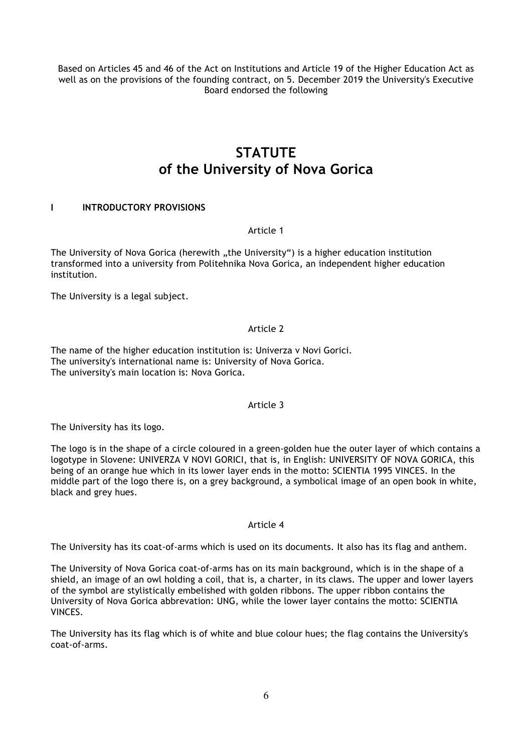Based on Articles 45 and 46 of the Act on Institutions and Article 19 of the Higher Education Act as well as on the provisions of the founding contract, on 5. December 2019 the University's Executive Board endorsed the following

# STATUTE
# of the University of Nova Gorica

## I INTRODUCTORY PROVISIONS

Article 1

The University of Nova Gorica (herewith „the University") is a higher education institution transformed into a university from Politehnika Nova Gorica, an independent higher education institution.

The University is a legal subject.

Article 2

The name of the higher education institution is: Univerza v Novi Gorici.
The university's international name is: University of Nova Gorica.
The university's main location is: Nova Gorica.

Article 3

The University has its logo.

The logo is in the shape of a circle coloured in a green-golden hue the outer layer of which contains a logotype in Slovene: UNIVERZA V NOVI GORICI, that is, in English: UNIVERSITY OF NOVA GORICA, this being of an orange hue which in its lower layer ends in the motto: SCIENTIA 1995 VINCES. In the middle part of the logo there is, on a grey background, a symbolical image of an open book in white, black and grey hues.

Article 4

The University has its coat-of-arms which is used on its documents. It also has its flag and anthem.

The University of Nova Gorica coat-of-arms has on its main background, which is in the shape of a shield, an image of an owl holding a coil, that is, a charter, in its claws. The upper and lower layers of the symbol are stylistically embelished with golden ribbons. The upper ribbon contains the University of Nova Gorica abbrevation: UNG, while the lower layer contains the motto: SCIENTIA VINCES.

The University has its flag which is of white and blue colour hues; the flag contains the University's coat-of-arms.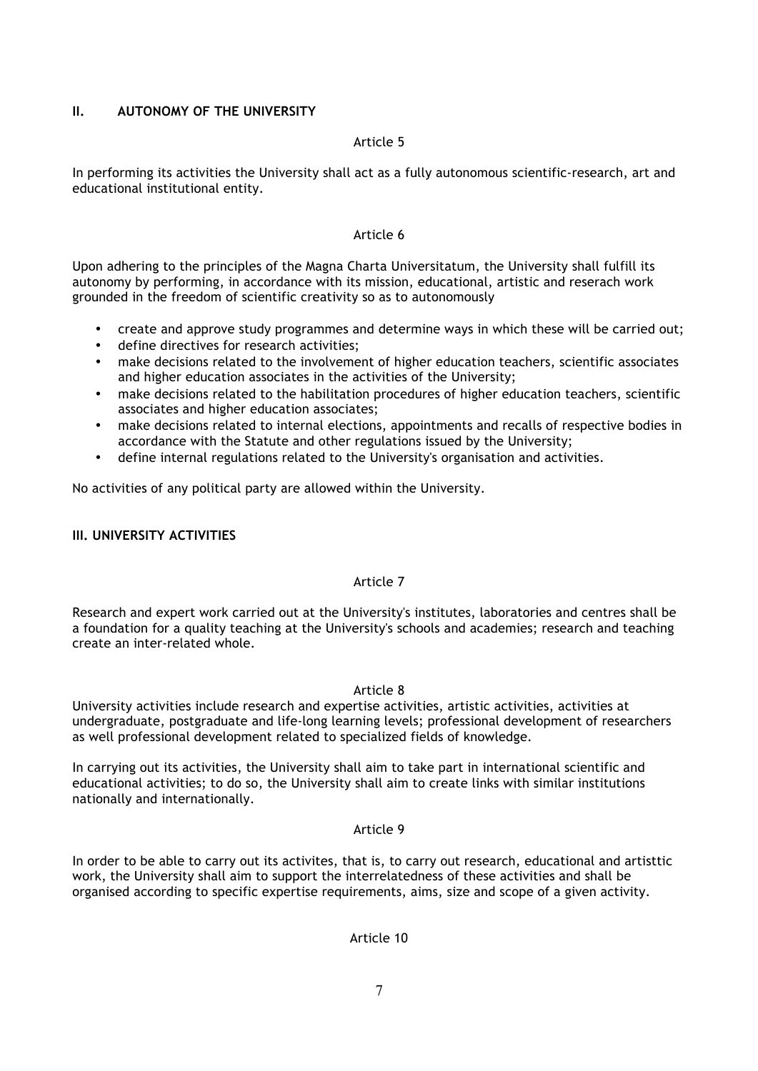## II. AUTONOMY OF THE UNIVERSITY

Article 5

In performing its activities the University shall act as a fully autonomous scientific-research, art and educational institutional entity.

Article 6

Upon adhering to the principles of the Magna Charta Universitatum, the University shall fulfill its autonomy by performing, in accordance with its mission, educational, artistic and reserach work grounded in the freedom of scientific creativity so as to autonomously

- create and approve study programmes and determine ways in which these will be carried out;
- define directives for research activities;
- make decisions related to the involvement of higher education teachers, scientific associates and higher education associates in the activities of the University;
- make decisions related to the habilitation procedures of higher education teachers, scientific associates and higher education associates;
- make decisions related to internal elections, appointments and recalls of respective bodies in accordance with the Statute and other regulations issued by the University;
- define internal regulations related to the University's organisation and activities.

No activities of any political party are allowed within the University.

## III. UNIVERSITY ACTIVITIES

Article 7

Research and expert work carried out at the University's institutes, laboratories and centres shall be a foundation for a quality teaching at the University's schools and academies; research and teaching create an inter-related whole.

Article 8

University activities include research and expertise activities, artistic activities, activities at undergraduate, postgraduate and life-long learning levels; professional development of researchers as well professional development related to specialized fields of knowledge.

In carrying out its activities, the University shall aim to take part in international scientific and educational activities; to do so, the University shall aim to create links with similar institutions nationally and internationally.

Article 9

In order to be able to carry out its activites, that is, to carry out research, educational and artisttic work, the University shall aim to support the interrelatedness of these activities and shall be organised according to specific expertise requirements, aims, size and scope of a given activity.

Article 10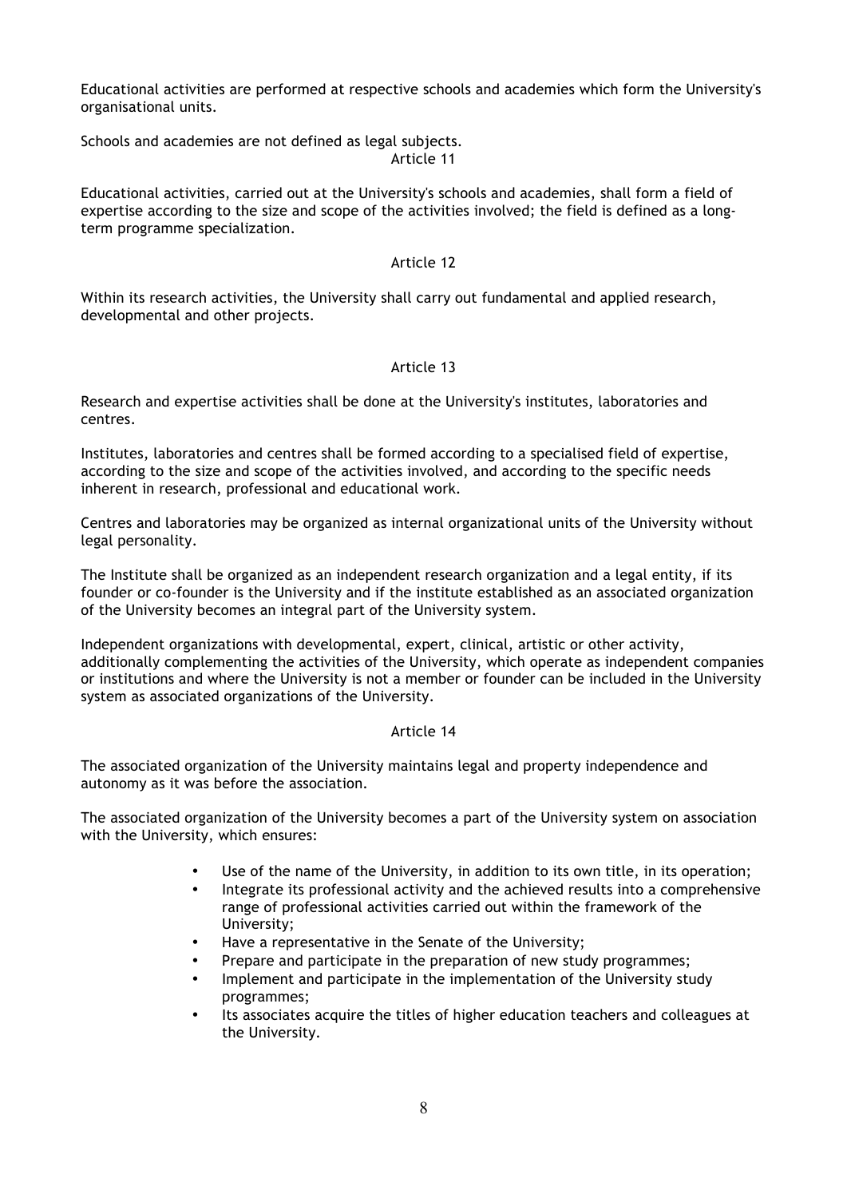Educational activities are performed at respective schools and academies which form the University's organisational units.

Schools and academies are not defined as legal subjects.

### Article 11

Educational activities, carried out at the University's schools and academies, shall form a field of expertise according to the size and scope of the activities involved; the field is defined as a long-term programme specialization.

### Article 12

Within its research activities, the University shall carry out fundamental and applied research, developmental and other projects.

### Article 13

Research and expertise activities shall be done at the University's institutes, laboratories and centres.

Institutes, laboratories and centres shall be formed according to a specialised field of expertise, according to the size and scope of the activities involved, and according to the specific needs inherent in research, professional and educational work.

Centres and laboratories may be organized as internal organizational units of the University without legal personality.

The Institute shall be organized as an independent research organization and a legal entity, if its founder or co-founder is the University and if the institute established as an associated organization of the University becomes an integral part of the University system.

Independent organizations with developmental, expert, clinical, artistic or other activity, additionally complementing the activities of the University, which operate as independent companies or institutions and where the University is not a member or founder can be included in the University system as associated organizations of the University.

### Article 14

The associated organization of the University maintains legal and property independence and autonomy as it was before the association.

The associated organization of the University becomes a part of the University system on association with the University, which ensures:

- Use of the name of the University, in addition to its own title, in its operation;
- Integrate its professional activity and the achieved results into a comprehensive range of professional activities carried out within the framework of the University;
- Have a representative in the Senate of the University;
- Prepare and participate in the preparation of new study programmes;
- Implement and participate in the implementation of the University study programmes;
- Its associates acquire the titles of higher education teachers and colleagues at the University.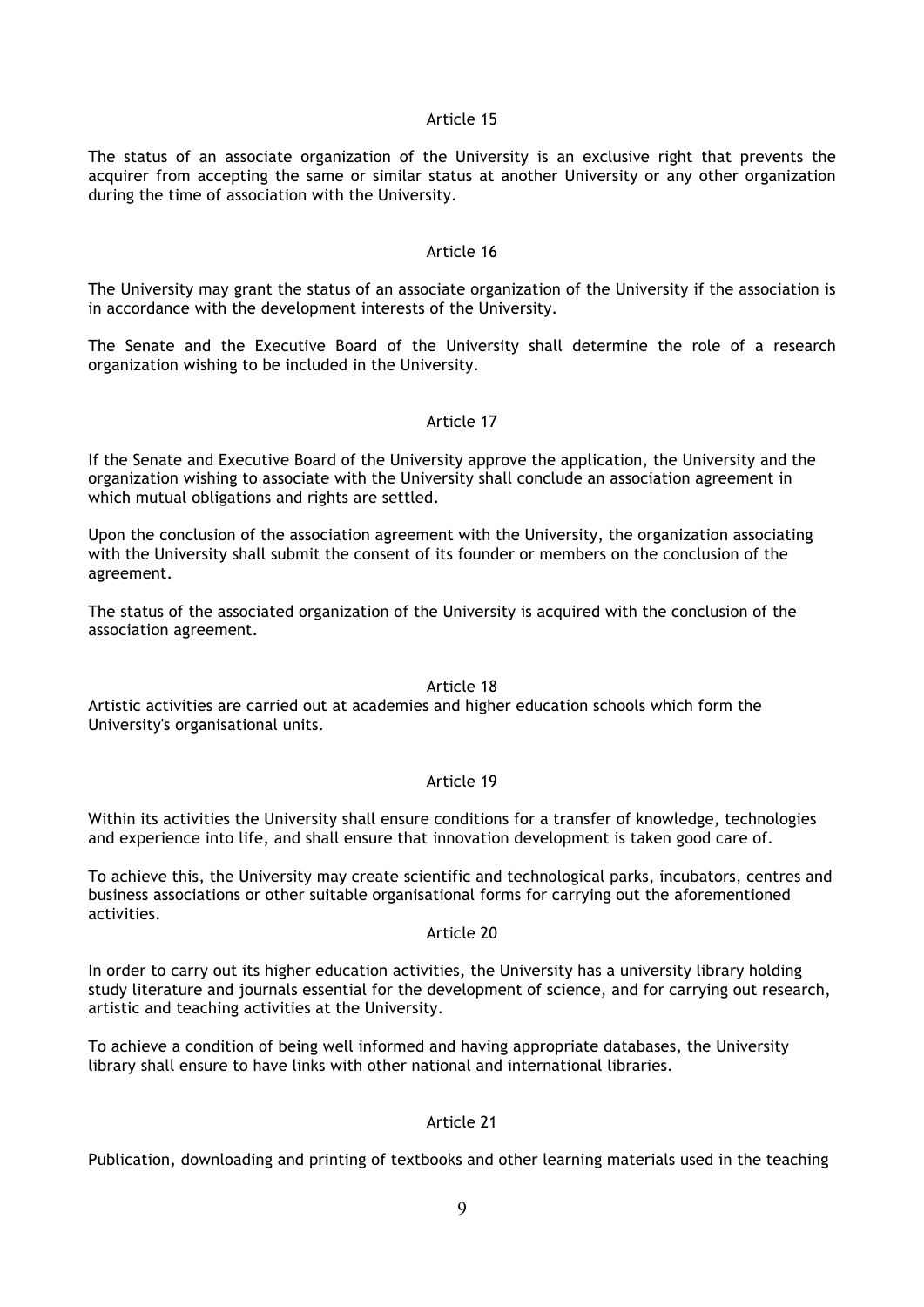Article 15

The status of an associate organization of the University is an exclusive right that prevents the acquirer from accepting the same or similar status at another University or any other organization during the time of association with the University.

Article 16

The University may grant the status of an associate organization of the University if the association is in accordance with the development interests of the University.

The Senate and the Executive Board of the University shall determine the role of a research organization wishing to be included in the University.

Article 17

If the Senate and Executive Board of the University approve the application, the University and the organization wishing to associate with the University shall conclude an association agreement in which mutual obligations and rights are settled.

Upon the conclusion of the association agreement with the University, the organization associating with the University shall submit the consent of its founder or members on the conclusion of the agreement.

The status of the associated organization of the University is acquired with the conclusion of the association agreement.

Article 18

Artistic activities are carried out at academies and higher education schools which form the University's organisational units.

Article 19

Within its activities the University shall ensure conditions for a transfer of knowledge, technologies and experience into life, and shall ensure that innovation development is taken good care of.

To achieve this, the University may create scientific and technological parks, incubators, centres and business associations or other suitable organisational forms for carrying out the aforementioned activities.

Article 20

In order to carry out its higher education activities, the University has a university library holding study literature and journals essential for the development of science, and for carrying out research, artistic and teaching activities at the University.

To achieve a condition of being well informed and having appropriate databases, the University library shall ensure to have links with other national and international libraries.

Article 21

Publication, downloading and printing of textbooks and other learning materials used in the teaching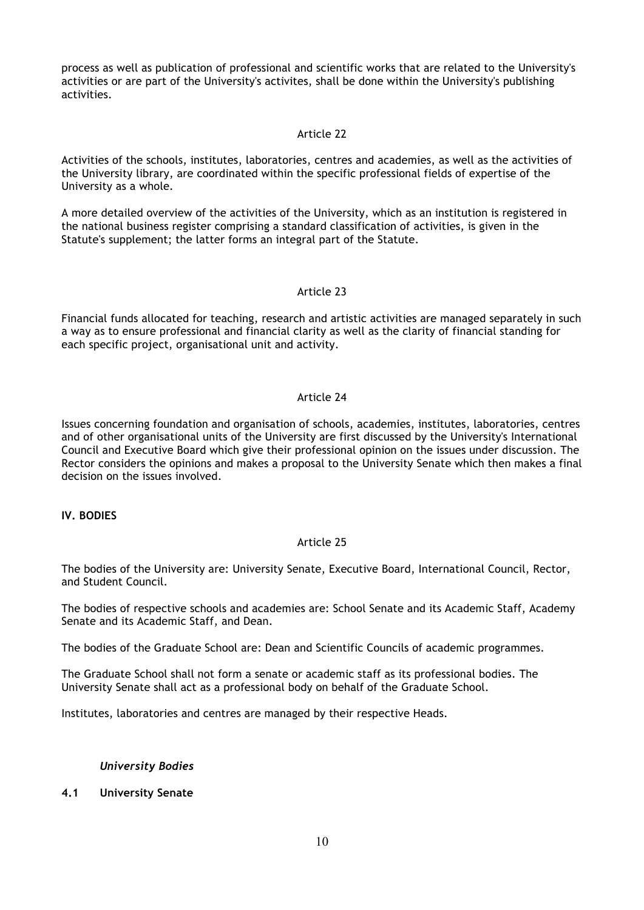process as well as publication of professional and scientific works that are related to the University's activities or are part of the University's activites, shall be done within the University's publishing activities.

Article 22

Activities of the schools, institutes, laboratories, centres and academies, as well as the activities of the University library, are coordinated within the specific professional fields of expertise of the University as a whole.

A more detailed overview of the activities of the University, which as an institution is registered in the national business register comprising a standard classification of activities, is given in the Statute's supplement; the latter forms an integral part of the Statute.

Article 23

Financial funds allocated for teaching, research and artistic activities are managed separately in such a way as to ensure professional and financial clarity as well as the clarity of financial standing for each specific project, organisational unit and activity.

Article 24

Issues concerning foundation and organisation of schools, academies, institutes, laboratories, centres and of other organisational units of the University are first discussed by the University's International Council and Executive Board which give their professional opinion on the issues under discussion. The Rector considers the opinions and makes a proposal to the University Senate which then makes a final decision on the issues involved.

## IV. BODIES

Article 25

The bodies of the University are: University Senate, Executive Board, International Council, Rector, and Student Council.

The bodies of respective schools and academies are: School Senate and its Academic Staff, Academy Senate and its Academic Staff, and Dean.

The bodies of the Graduate School are: Dean and Scientific Councils of academic programmes.

The Graduate School shall not form a senate or academic staff as its professional bodies. The University Senate shall act as a professional body on behalf of the Graduate School.

Institutes, laboratories and centres are managed by their respective Heads.

### *University Bodies*

### 4.1 University Senate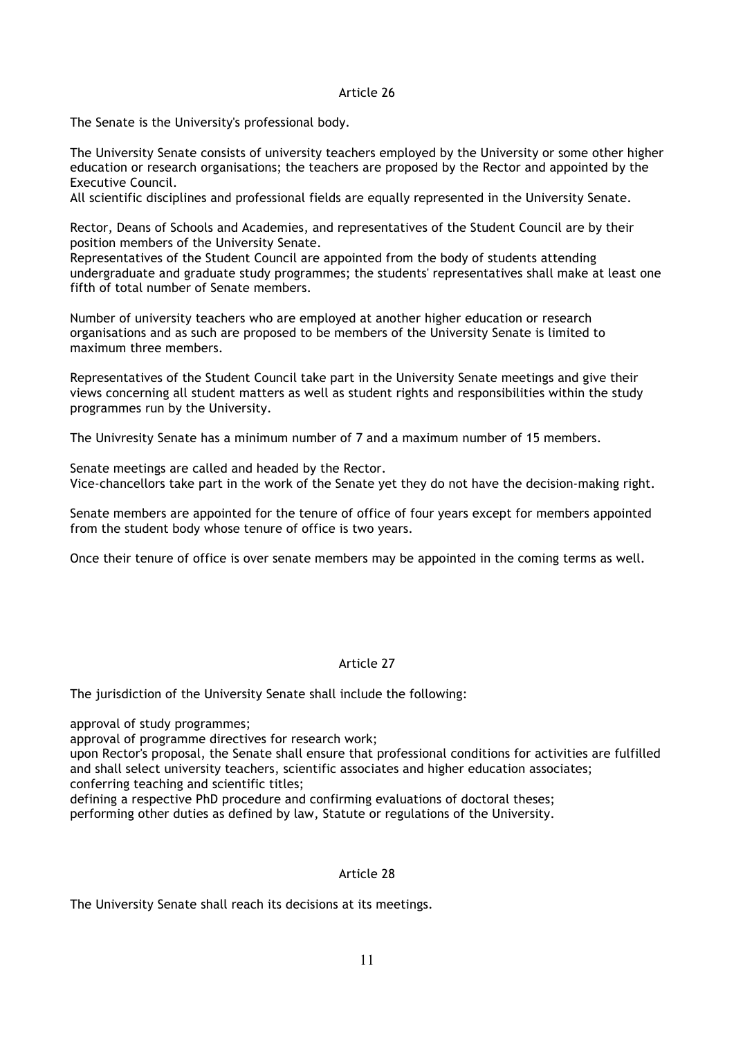## Article 26

The Senate is the University's professional body.

The University Senate consists of university teachers employed by the University or some other higher education or research organisations; the teachers are proposed by the Rector and appointed by the Executive Council.
All scientific disciplines and professional fields are equally represented in the University Senate.

Rector, Deans of Schools and Academies, and representatives of the Student Council are by their position members of the University Senate.
Representatives of the Student Council are appointed from the body of students attending undergraduate and graduate study programmes; the students' representatives shall make at least one fifth of total number of Senate members.

Number of university teachers who are employed at another higher education or research organisations and as such are proposed to be members of the University Senate is limited to maximum three members.

Representatives of the Student Council take part in the University Senate meetings and give their views concerning all student matters as well as student rights and responsibilities within the study programmes run by the University.

The Univresity Senate has a minimum number of 7 and a maximum number of 15 members.

Senate meetings are called and headed by the Rector.
Vice-chancellors take part in the work of the Senate yet they do not have the decision-making right.

Senate members are appointed for the tenure of office of four years except for members appointed from the student body whose tenure of office is two years.

Once their tenure of office is over senate members may be appointed in the coming terms as well.

## Article 27

The jurisdiction of the University Senate shall include the following:

approval of study programmes;
approval of programme directives for research work;
upon Rector's proposal, the Senate shall ensure that professional conditions for activities are fulfilled and shall select university teachers, scientific associates and higher education associates;
conferring teaching and scientific titles;
defining a respective PhD procedure and confirming evaluations of doctoral theses;
performing other duties as defined by law, Statute or regulations of the University.

## Article 28

The University Senate shall reach its decisions at its meetings.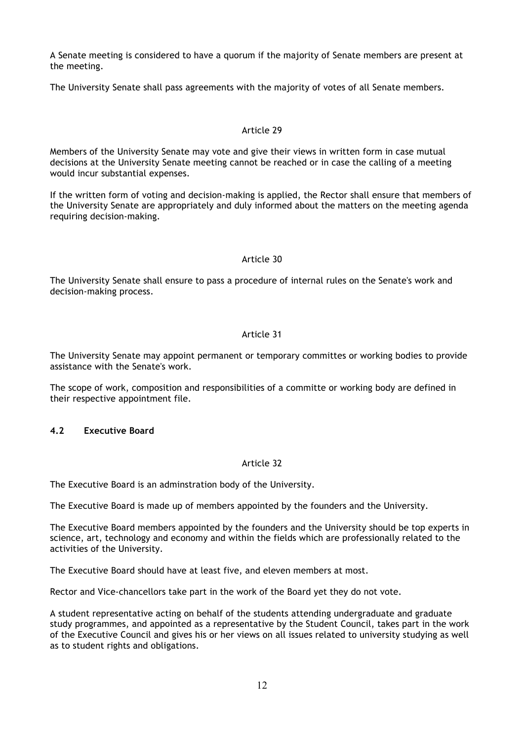A Senate meeting is considered to have a quorum if the majority of Senate members are present at the meeting.

The University Senate shall pass agreements with the majority of votes of all Senate members.

Article 29

Members of the University Senate may vote and give their views in written form in case mutual decisions at the University Senate meeting cannot be reached or in case the calling of a meeting would incur substantial expenses.

If the written form of voting and decision-making is applied, the Rector shall ensure that members of the University Senate are appropriately and duly informed about the matters on the meeting agenda requiring decision-making.

Article 30

The University Senate shall ensure to pass a procedure of internal rules on the Senate's work and decision-making process.

Article 31

The University Senate may appoint permanent or temporary committes or working bodies to provide assistance with the Senate's work.

The scope of work, composition and responsibilities of a committe or working body are defined in their respective appointment file.

### 4.2 Executive Board

Article 32

The Executive Board is an adminstration body of the University.

The Executive Board is made up of members appointed by the founders and the University.

The Executive Board members appointed by the founders and the University should be top experts in science, art, technology and economy and within the fields which are professionally related to the activities of the University.

The Executive Board should have at least five, and eleven members at most.

Rector and Vice-chancellors take part in the work of the Board yet they do not vote.

A student representative acting on behalf of the students attending undergraduate and graduate study programmes, and appointed as a representative by the Student Council, takes part in the work of the Executive Council and gives his or her views on all issues related to university studying as well as to student rights and obligations.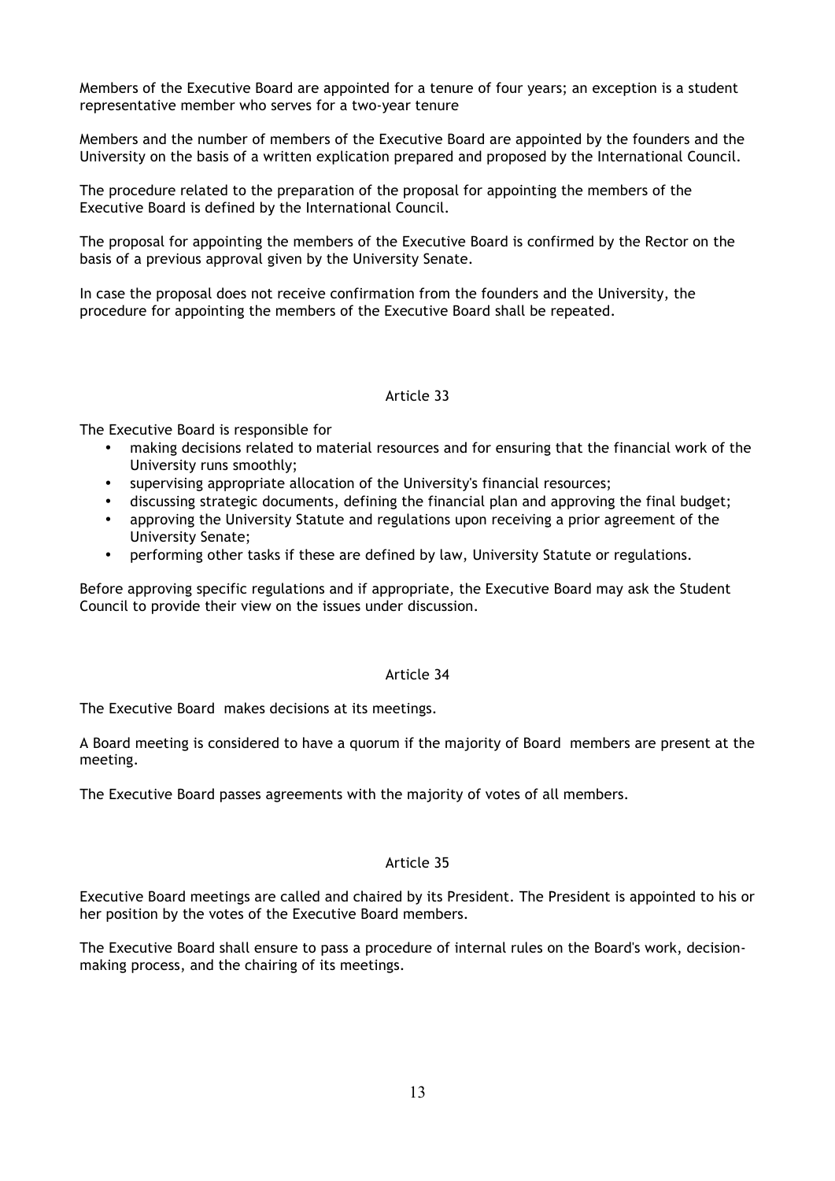Members of the Executive Board are appointed for a tenure of four years; an exception is a student representative member who serves for a two-year tenure

Members and the number of members of the Executive Board are appointed by the founders and the University on the basis of a written explication prepared and proposed by the International Council.

The procedure related to the preparation of the proposal for appointing the members of the Executive Board is defined by the International Council.

The proposal for appointing the members of the Executive Board is confirmed by the Rector on the basis of a previous approval given by the University Senate.

In case the proposal does not receive confirmation from the founders and the University, the procedure for appointing the members of the Executive Board shall be repeated.

### Article 33

The Executive Board is responsible for

- making decisions related to material resources and for ensuring that the financial work of the University runs smoothly;
- supervising appropriate allocation of the University's financial resources;
- discussing strategic documents, defining the financial plan and approving the final budget;
- approving the University Statute and regulations upon receiving a prior agreement of the University Senate;
- performing other tasks if these are defined by law, University Statute or regulations.

Before approving specific regulations and if appropriate, the Executive Board may ask the Student Council to provide their view on the issues under discussion.

### Article 34

The Executive Board makes decisions at its meetings.

A Board meeting is considered to have a quorum if the majority of Board members are present at the meeting.

The Executive Board passes agreements with the majority of votes of all members.

### Article 35

Executive Board meetings are called and chaired by its President. The President is appointed to his or her position by the votes of the Executive Board members.

The Executive Board shall ensure to pass a procedure of internal rules on the Board's work, decision-making process, and the chairing of its meetings.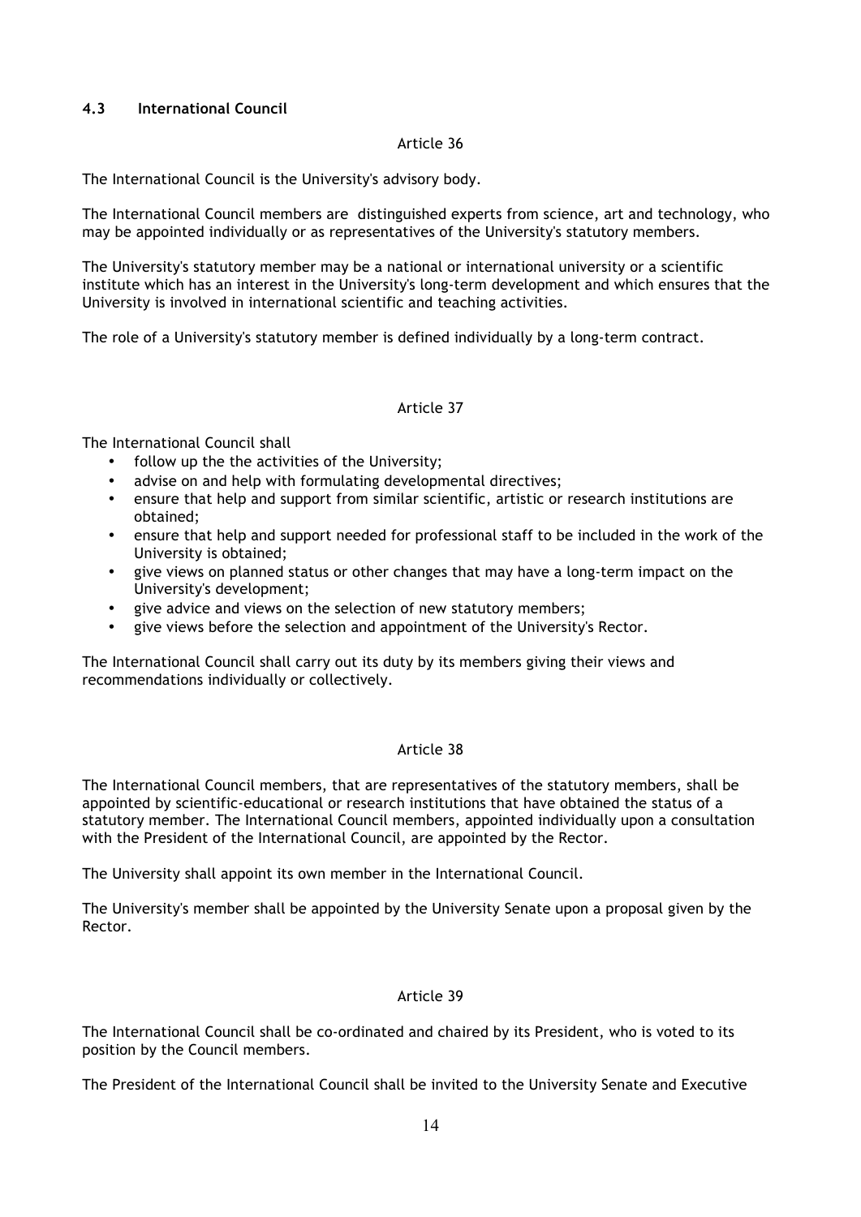### 4.3 International Council

Article 36

The International Council is the University's advisory body.

The International Council members are distinguished experts from science, art and technology, who may be appointed individually or as representatives of the University's statutory members.

The University's statutory member may be a national or international university or a scientific institute which has an interest in the University's long-term development and which ensures that the University is involved in international scientific and teaching activities.

The role of a University's statutory member is defined individually by a long-term contract.

Article 37

The International Council shall

- follow up the the activities of the University;
- advise on and help with formulating developmental directives;
- ensure that help and support from similar scientific, artistic or research institutions are obtained;
- ensure that help and support needed for professional staff to be included in the work of the University is obtained;
- give views on planned status or other changes that may have a long-term impact on the University's development;
- give advice and views on the selection of new statutory members;
- give views before the selection and appointment of the University's Rector.

The International Council shall carry out its duty by its members giving their views and recommendations individually or collectively.

Article 38

The International Council members, that are representatives of the statutory members, shall be appointed by scientific-educational or research institutions that have obtained the status of a statutory member. The International Council members, appointed individually upon a consultation with the President of the International Council, are appointed by the Rector.

The University shall appoint its own member in the International Council.

The University's member shall be appointed by the University Senate upon a proposal given by the Rector.

Article 39

The International Council shall be co-ordinated and chaired by its President, who is voted to its position by the Council members.

The President of the International Council shall be invited to the University Senate and Executive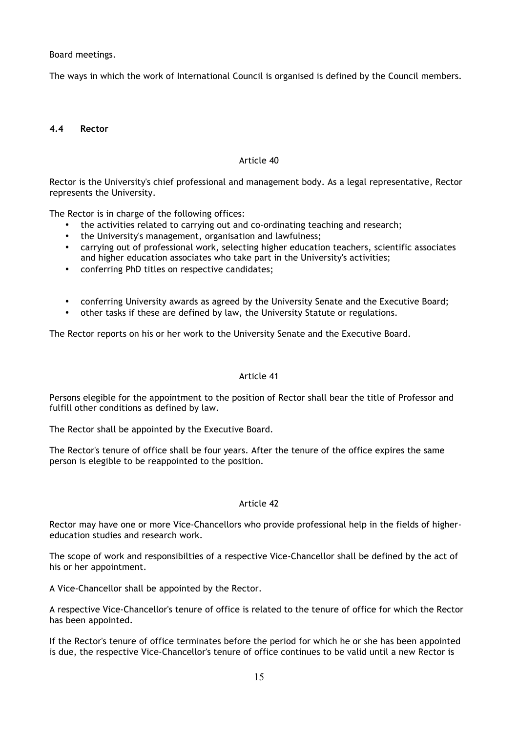Board meetings.

The ways in which the work of International Council is organised is defined by the Council members.

### 4.4 Rector

Article 40

Rector is the University's chief professional and management body. As a legal representative, Rector represents the University.

The Rector is in charge of the following offices:

- the activities related to carrying out and co-ordinating teaching and research;
- the University's management, organisation and lawfulness;
- carrying out of professional work, selecting higher education teachers, scientific associates and higher education associates who take part in the University's activities;
- conferring PhD titles on respective candidates;
- conferring University awards as agreed by the University Senate and the Executive Board;
- other tasks if these are defined by law, the University Statute or regulations.

The Rector reports on his or her work to the University Senate and the Executive Board.

Article 41

Persons elegible for the appointment to the position of Rector shall bear the title of Professor and fulfill other conditions as defined by law.

The Rector shall be appointed by the Executive Board.

The Rector's tenure of office shall be four years. After the tenure of the office expires the same person is elegible to be reappointed to the position.

Article 42

Rector may have one or more Vice-Chancellors who provide professional help in the fields of higher-education studies and research work.

The scope of work and responsibilties of a respective Vice-Chancellor shall be defined by the act of his or her appointment.

A Vice-Chancellor shall be appointed by the Rector.

A respective Vice-Chancellor's tenure of office is related to the tenure of office for which the Rector has been appointed.

If the Rector's tenure of office terminates before the period for which he or she has been appointed is due, the respective Vice-Chancellor's tenure of office continues to be valid until a new Rector is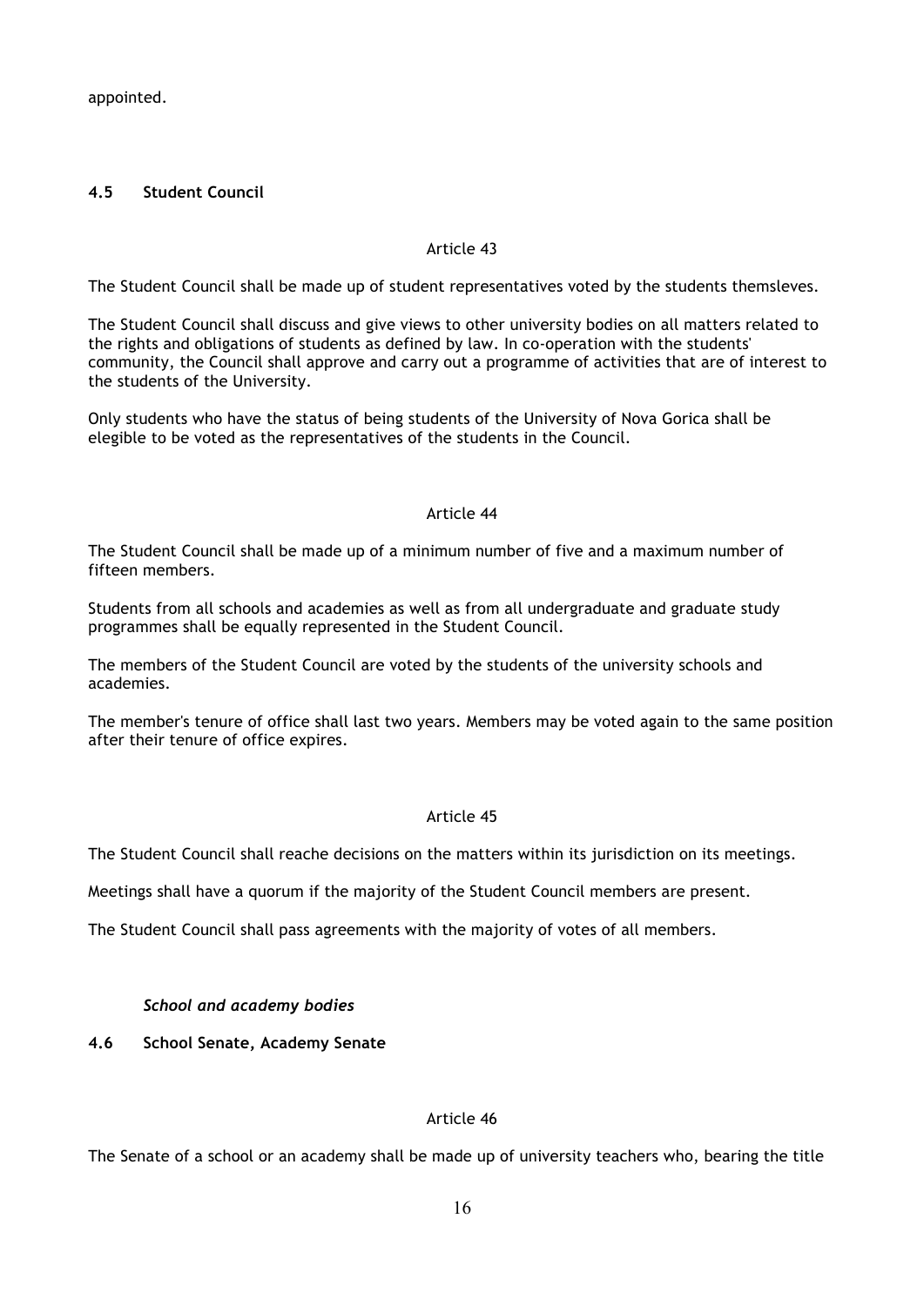appointed.

## 4.5 Student Council

Article 43

The Student Council shall be made up of student representatives voted by the students themsleves.

The Student Council shall discuss and give views to other university bodies on all matters related to the rights and obligations of students as defined by law. In co-operation with the students' community, the Council shall approve and carry out a programme of activities that are of interest to the students of the University.

Only students who have the status of being students of the University of Nova Gorica shall be elegible to be voted as the representatives of the students in the Council.

Article 44

The Student Council shall be made up of a minimum number of five and a maximum number of fifteen members.

Students from all schools and academies as well as from all undergraduate and graduate study programmes shall be equally represented in the Student Council.

The members of the Student Council are voted by the students of the university schools and academies.

The member's tenure of office shall last two years. Members may be voted again to the same position after their tenure of office expires.

Article 45

The Student Council shall reache decisions on the matters within its jurisdiction on its meetings.

Meetings shall have a quorum if the majority of the Student Council members are present.

The Student Council shall pass agreements with the majority of votes of all members.

***School and academy bodies***

## 4.6 School Senate, Academy Senate

Article 46

The Senate of a school or an academy shall be made up of university teachers who, bearing the title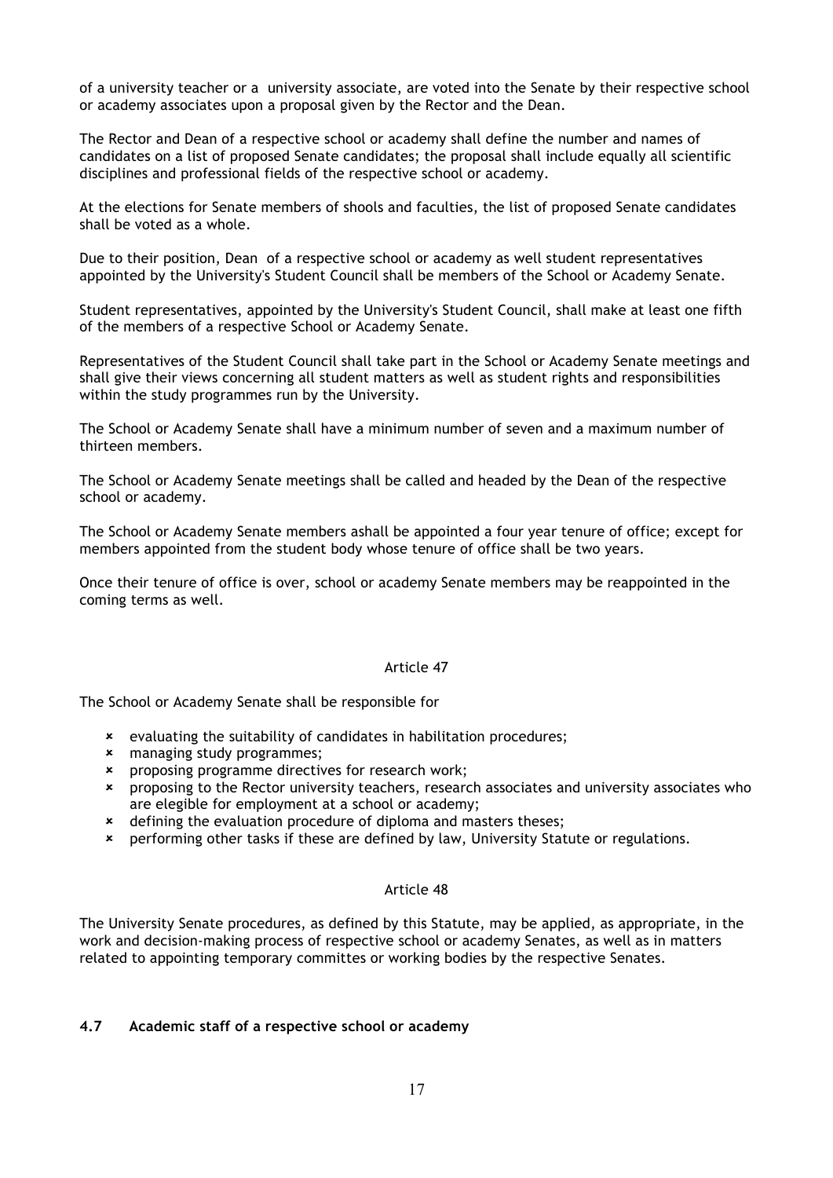of a university teacher or a university associate, are voted into the Senate by their respective school or academy associates upon a proposal given by the Rector and the Dean.

The Rector and Dean of a respective school or academy shall define the number and names of candidates on a list of proposed Senate candidates; the proposal shall include equally all scientific disciplines and professional fields of the respective school or academy.

At the elections for Senate members of shools and faculties, the list of proposed Senate candidates shall be voted as a whole.

Due to their position, Dean of a respective school or academy as well student representatives appointed by the University's Student Council shall be members of the School or Academy Senate.

Student representatives, appointed by the University's Student Council, shall make at least one fifth of the members of a respective School or Academy Senate.

Representatives of the Student Council shall take part in the School or Academy Senate meetings and shall give their views concerning all student matters as well as student rights and responsibilities within the study programmes run by the University.

The School or Academy Senate shall have a minimum number of seven and a maximum number of thirteen members.

The School or Academy Senate meetings shall be called and headed by the Dean of the respective school or academy.

The School or Academy Senate members ashall be appointed a four year tenure of office; except for members appointed from the student body whose tenure of office shall be two years.

Once their tenure of office is over, school or academy Senate members may be reappointed in the coming terms as well.

Article 47

The School or Academy Senate shall be responsible for

- evaluating the suitability of candidates in habilitation procedures;
- managing study programmes;
- proposing programme directives for research work;
- proposing to the Rector university teachers, research associates and university associates who are elegible for employment at a school or academy;
- defining the evaluation procedure of diploma and masters theses;
- performing other tasks if these are defined by law, University Statute or regulations.

Article 48

The University Senate procedures, as defined by this Statute, may be applied, as appropriate, in the work and decision-making process of respective school or academy Senates, as well as in matters related to appointing temporary committes or working bodies by the respective Senates.

#### **4.7 Academic staff of a respective school or academy**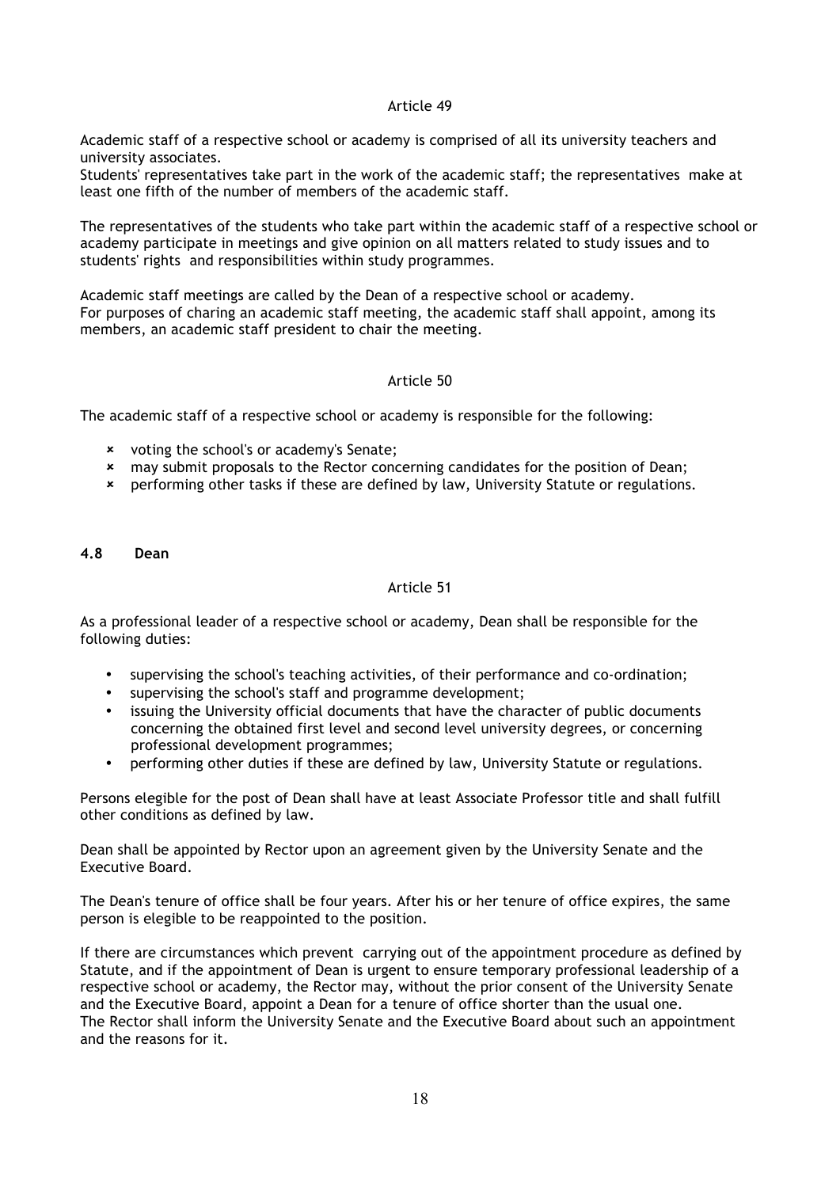Article 49

Academic staff of a respective school or academy is comprised of all its university teachers and university associates.
Students' representatives take part in the work of the academic staff; the representatives make at least one fifth of the number of members of the academic staff.

The representatives of the students who take part within the academic staff of a respective school or academy participate in meetings and give opinion on all matters related to study issues and to students' rights and responsibilities within study programmes.

Academic staff meetings are called by the Dean of a respective school or academy.
For purposes of charing an academic staff meeting, the academic staff shall appoint, among its members, an academic staff president to chair the meeting.

Article 50

The academic staff of a respective school or academy is responsible for the following:

- voting the school's or academy's Senate;
- may submit proposals to the Rector concerning candidates for the position of Dean;
- performing other tasks if these are defined by law, University Statute or regulations.

### 4.8 Dean

Article 51

As a professional leader of a respective school or academy, Dean shall be responsible for the following duties:

- supervising the school's teaching activities, of their performance and co-ordination;
- supervising the school's staff and programme development;
- issuing the University official documents that have the character of public documents concerning the obtained first level and second level university degrees, or concerning professional development programmes;
- performing other duties if these are defined by law, University Statute or regulations.

Persons elegible for the post of Dean shall have at least Associate Professor title and shall fulfill other conditions as defined by law.

Dean shall be appointed by Rector upon an agreement given by the University Senate and the Executive Board.

The Dean's tenure of office shall be four years. After his or her tenure of office expires, the same person is elegible to be reappointed to the position.

If there are circumstances which prevent carrying out of the appointment procedure as defined by Statute, and if the appointment of Dean is urgent to ensure temporary professional leadership of a respective school or academy, the Rector may, without the prior consent of the University Senate and the Executive Board, appoint a Dean for a tenure of office shorter than the usual one.
The Rector shall inform the University Senate and the Executive Board about such an appointment and the reasons for it.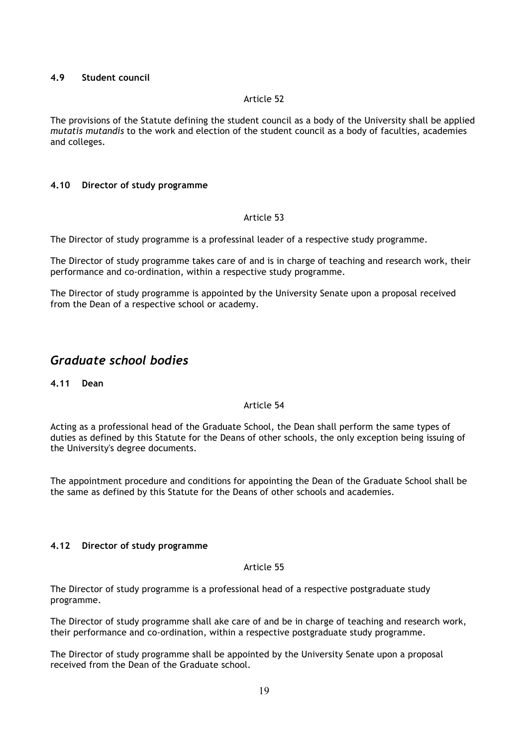#### 4.9 Student council

Article 52

The provisions of the Statute defining the student council as a body of the University shall be applied *mutatis mutandis* to the work and election of the student council as a body of faculties, academies and colleges.

#### 4.10 Director of study programme

Article 53

The Director of study programme is a professinal leader of a respective study programme.

The Director of study programme takes care of and is in charge of teaching and research work, their performance and co-ordination, within a respective study programme.

The Director of study programme is appointed by the University Senate upon a proposal received from the Dean of a respective school or academy.

## *Graduate school bodies*

#### 4.11 Dean

Article 54

Acting as a professional head of the Graduate School, the Dean shall perform the same types of duties as defined by this Statute for the Deans of other schools, the only exception being issuing of the University's degree documents.

The appointment procedure and conditions for appointing the Dean of the Graduate School shall be the same as defined by this Statute for the Deans of other schools and academies.

#### 4.12 Director of study programme

Article 55

The Director of study programme is a professional head of a respective postgraduate study programme.

The Director of study programme shall ake care of and be in charge of teaching and research work, their performance and co-ordination, within a respective postgraduate study programme.

The Director of study programme shall be appointed by the University Senate upon a proposal received from the Dean of the Graduate school.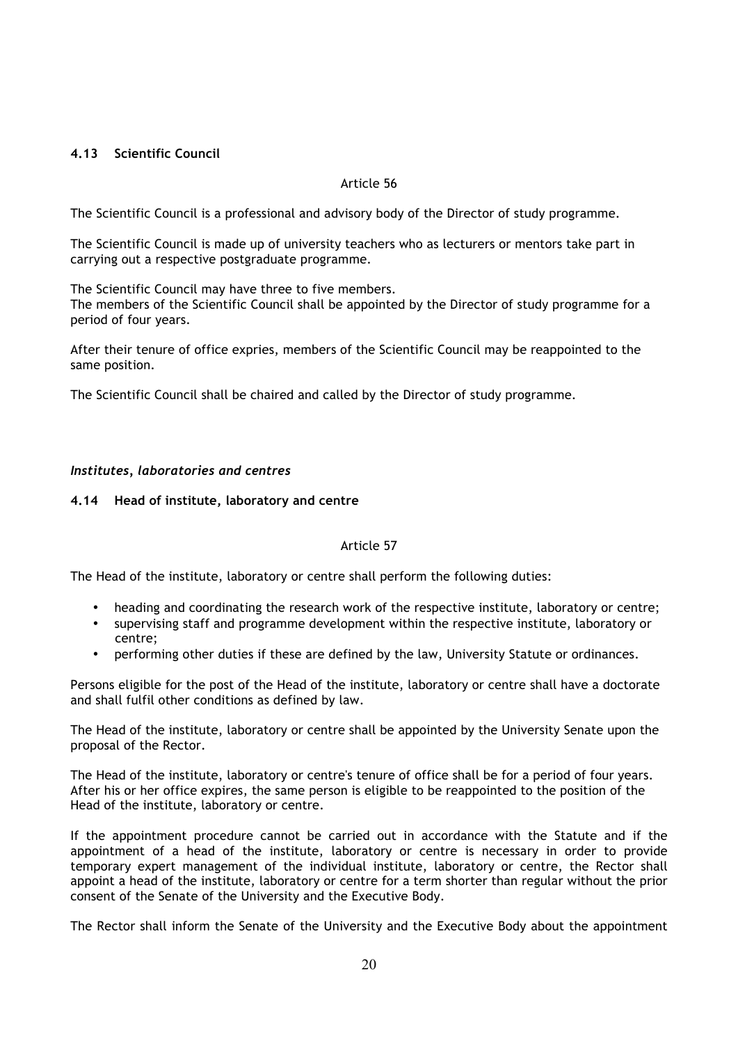## 4.13 Scientific Council

Article 56

The Scientific Council is a professional and advisory body of the Director of study programme.

The Scientific Council is made up of university teachers who as lecturers or mentors take part in carrying out a respective postgraduate programme.

The Scientific Council may have three to five members.
The members of the Scientific Council shall be appointed by the Director of study programme for a period of four years.

After their tenure of office expries, members of the Scientific Council may be reappointed to the same position.

The Scientific Council shall be chaired and called by the Director of study programme.

***Institutes, laboratories and centres***

## 4.14 Head of institute, laboratory and centre

Article 57

The Head of the institute, laboratory or centre shall perform the following duties:

- heading and coordinating the research work of the respective institute, laboratory or centre;
- supervising staff and programme development within the respective institute, laboratory or centre;
- performing other duties if these are defined by the law, University Statute or ordinances.

Persons eligible for the post of the Head of the institute, laboratory or centre shall have a doctorate and shall fulfil other conditions as defined by law.

The Head of the institute, laboratory or centre shall be appointed by the University Senate upon the proposal of the Rector.

The Head of the institute, laboratory or centre's tenure of office shall be for a period of four years. After his or her office expires, the same person is eligible to be reappointed to the position of the Head of the institute, laboratory or centre.

If the appointment procedure cannot be carried out in accordance with the Statute and if the appointment of a head of the institute, laboratory or centre is necessary in order to provide temporary expert management of the individual institute, laboratory or centre, the Rector shall appoint a head of the institute, laboratory or centre for a term shorter than regular without the prior consent of the Senate of the University and the Executive Body.

The Rector shall inform the Senate of the University and the Executive Body about the appointment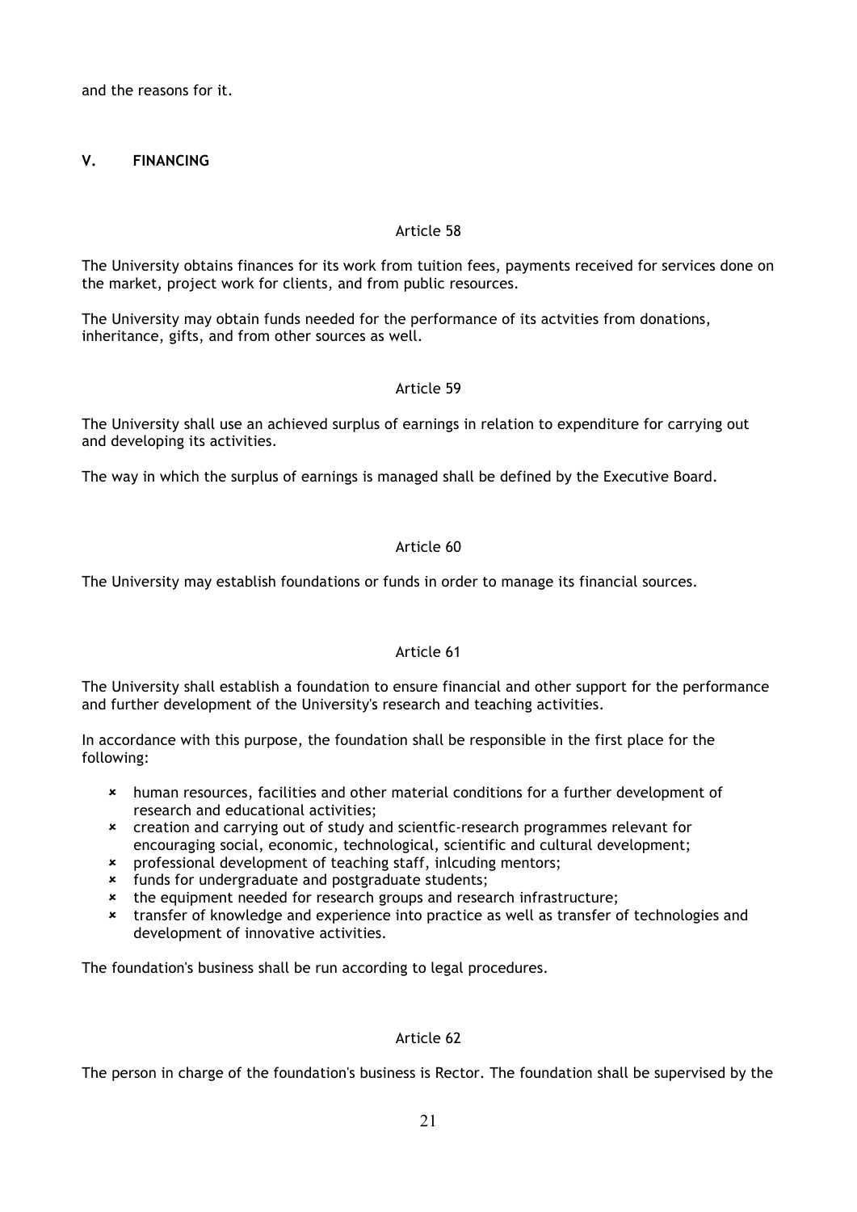and the reasons for it.

## V. FINANCING

### Article 58

The University obtains finances for its work from tuition fees, payments received for services done on the market, project work for clients, and from public resources.

The University may obtain funds needed for the performance of its actvities from donations, inheritance, gifts, and from other sources as well.

### Article 59

The University shall use an achieved surplus of earnings in relation to expenditure for carrying out and developing its activities.

The way in which the surplus of earnings is managed shall be defined by the Executive Board.

### Article 60

The University may establish foundations or funds in order to manage its financial sources.

### Article 61

The University shall establish a foundation to ensure financial and other support for the performance and further development of the University's research and teaching activities.

In accordance with this purpose, the foundation shall be responsible in the first place for the following:

- human resources, facilities and other material conditions for a further development of research and educational activities;
- creation and carrying out of study and scientfic-research programmes relevant for encouraging social, economic, technological, scientific and cultural development;
- professional development of teaching staff, inlcuding mentors;
- funds for undergraduate and postgraduate students;
- the equipment needed for research groups and research infrastructure;
- transfer of knowledge and experience into practice as well as transfer of technologies and development of innovative activities.

The foundation's business shall be run according to legal procedures.

### Article 62

The person in charge of the foundation's business is Rector. The foundation shall be supervised by the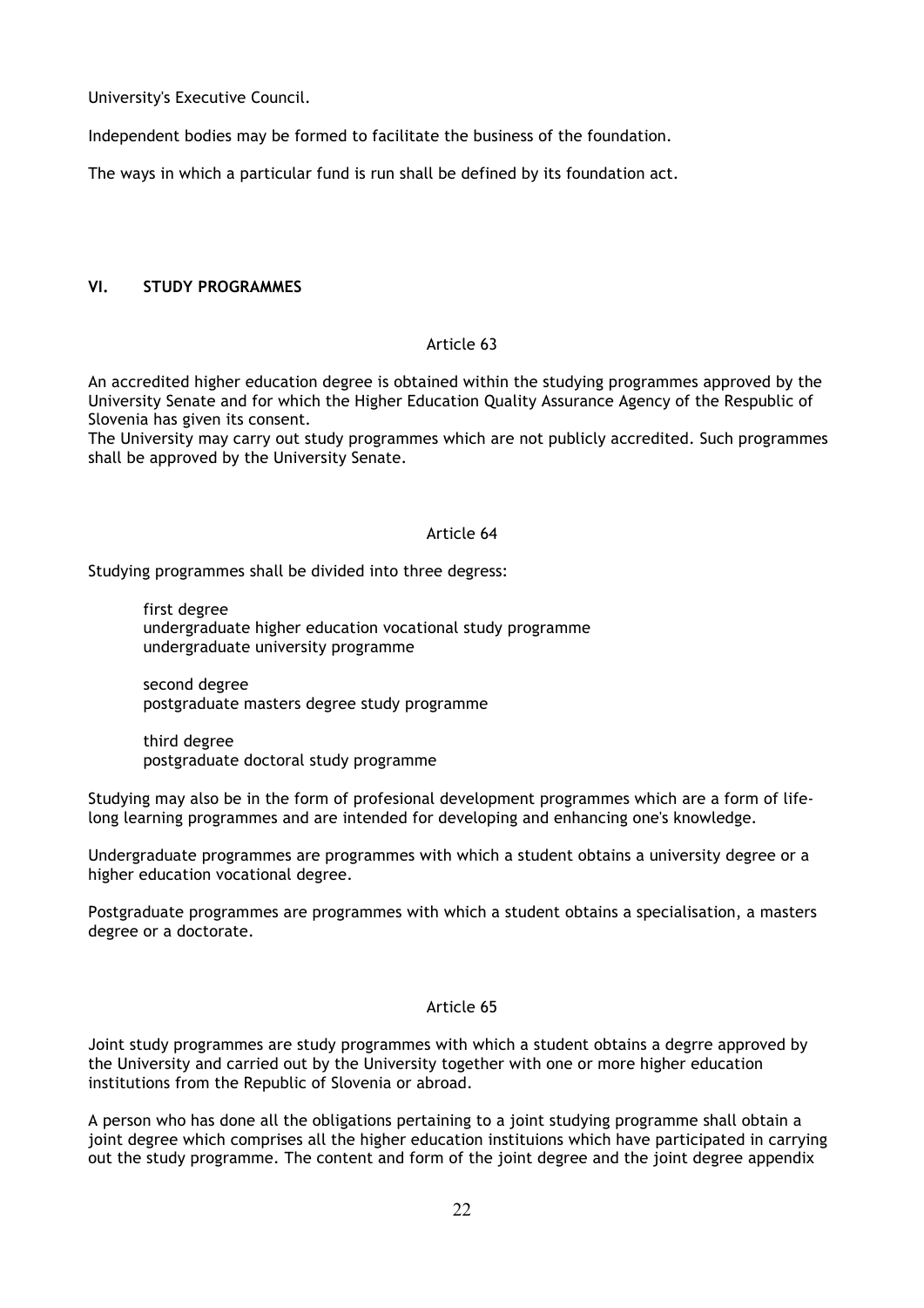University's Executive Council.

Independent bodies may be formed to facilitate the business of the foundation.

The ways in which a particular fund is run shall be defined by its foundation act.

## VI. STUDY PROGRAMMES

### Article 63

An accredited higher education degree is obtained within the studying programmes approved by the University Senate and for which the Higher Education Quality Assurance Agency of the Respublic of Slovenia has given its consent.
The University may carry out study programmes which are not publicly accredited. Such programmes shall be approved by the University Senate.

### Article 64

Studying programmes shall be divided into three degress:

first degree
undergraduate higher education vocational study programme
undergraduate university programme

second degree
postgraduate masters degree study programme

third degree
postgraduate doctoral study programme

Studying may also be in the form of profesional development programmes which are a form of life-long learning programmes and are intended for developing and enhancing one's knowledge.

Undergraduate programmes are programmes with which a student obtains a university degree or a higher education vocational degree.

Postgraduate programmes are programmes with which a student obtains a specialisation, a masters degree or a doctorate.

### Article 65

Joint study programmes are study programmes with which a student obtains a degrre approved by the University and carried out by the University together with one or more higher education institutions from the Republic of Slovenia or abroad.

A person who has done all the obligations pertaining to a joint studying programme shall obtain a joint degree which comprises all the higher education instituions which have participated in carrying out the study programme. The content and form of the joint degree and the joint degree appendix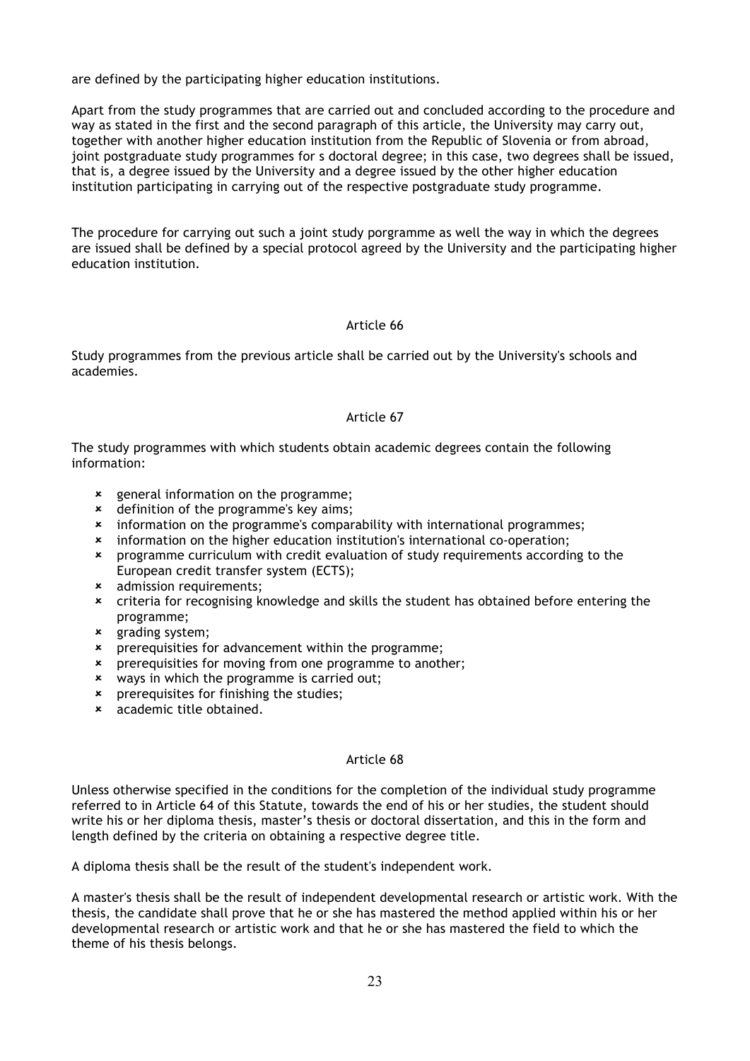are defined by the participating higher education institutions.

Apart from the study programmes that are carried out and concluded according to the procedure and way as stated in the first and the second paragraph of this article, the University may carry out, together with another higher education institution from the Republic of Slovenia or from abroad, joint postgraduate study programmes for s doctoral degree; in this case, two degrees shall be issued, that is, a degree issued by the University and a degree issued by the other higher education institution participating in carrying out of the respective postgraduate study programme.

The procedure for carrying out such a joint study porgramme as well the way in which the degrees are issued shall be defined by a special protocol agreed by the University and the participating higher education institution.

Article 66

Study programmes from the previous article shall be carried out by the University's schools and academies.

Article 67

The study programmes with which students obtain academic degrees contain the following information:

- general information on the programme;
- definition of the programme's key aims;
- information on the programme's comparability with international programmes;
- information on the higher education institution's international co-operation;
- programme curriculum with credit evaluation of study requirements according to the European credit transfer system (ECTS);
- admission requirements;
- criteria for recognising knowledge and skills the student has obtained before entering the programme;
- grading system;
- prerequisities for advancement within the programme;
- prerequisities for moving from one programme to another;
- ways in which the programme is carried out;
- prerequisites for finishing the studies;
- academic title obtained.

Article 68

Unless otherwise specified in the conditions for the completion of the individual study programme referred to in Article 64 of this Statute, towards the end of his or her studies, the student should write his or her diploma thesis, master's thesis or doctoral dissertation, and this in the form and length defined by the criteria on obtaining a respective degree title.

A diploma thesis shall be the result of the student's independent work.

A master's thesis shall be the result of independent developmental research or artistic work. With the thesis, the candidate shall prove that he or she has mastered the method applied within his or her developmental research or artistic work and that he or she has mastered the field to which the theme of his thesis belongs.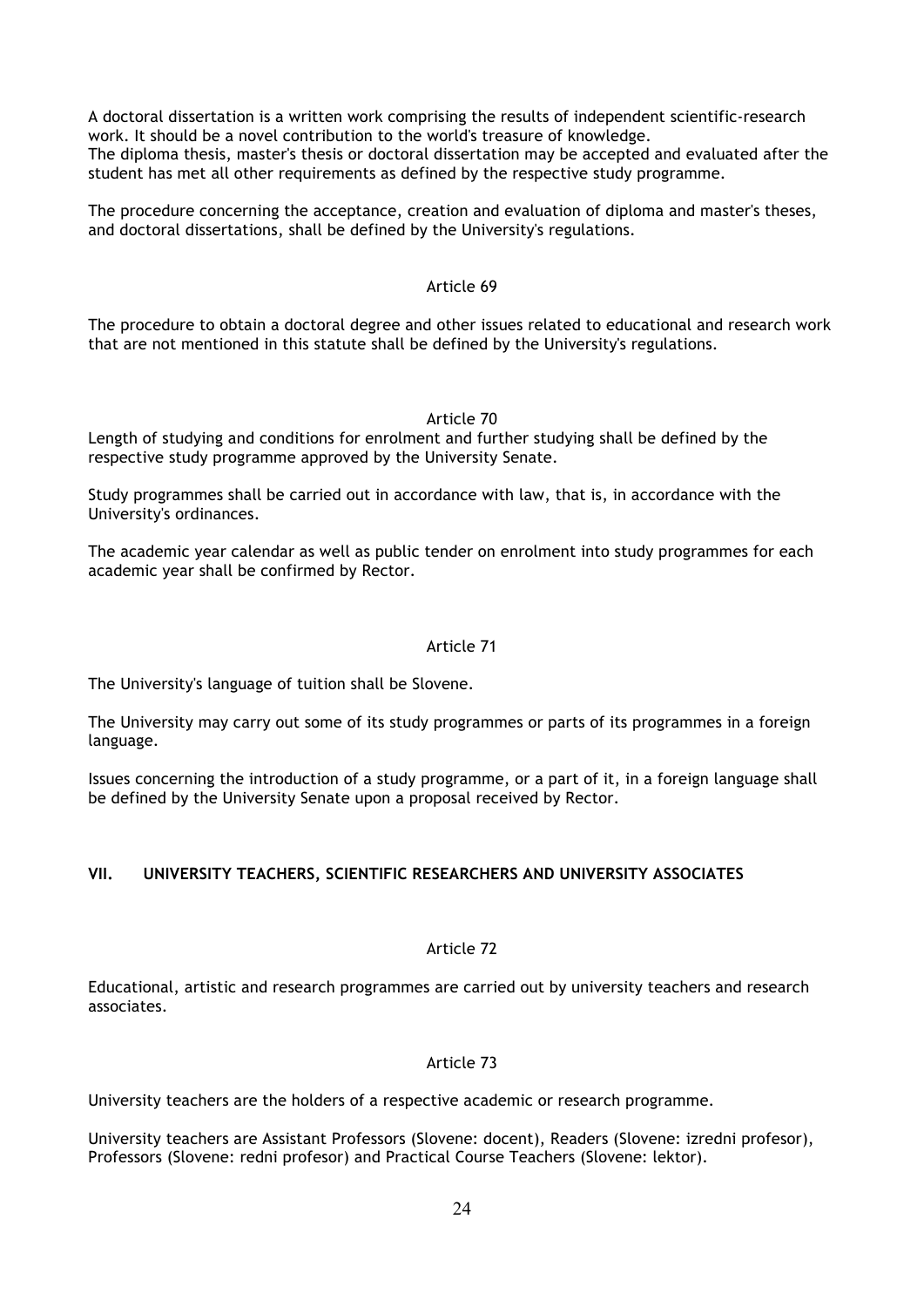A doctoral dissertation is a written work comprising the results of independent scientific-research work. It should be a novel contribution to the world's treasure of knowledge.
The diploma thesis, master's thesis or doctoral dissertation may be accepted and evaluated after the student has met all other requirements as defined by the respective study programme.

The procedure concerning the acceptance, creation and evaluation of diploma and master's theses, and doctoral dissertations, shall be defined by the University's regulations.

Article 69

The procedure to obtain a doctoral degree and other issues related to educational and research work that are not mentioned in this statute shall be defined by the University's regulations.

Article 70

Length of studying and conditions for enrolment and further studying shall be defined by the respective study programme approved by the University Senate.

Study programmes shall be carried out in accordance with law, that is, in accordance with the University's ordinances.

The academic year calendar as well as public tender on enrolment into study programmes for each academic year shall be confirmed by Rector.

Article 71

The University's language of tuition shall be Slovene.

The University may carry out some of its study programmes or parts of its programmes in a foreign language.

Issues concerning the introduction of a study programme, or a part of it, in a foreign language shall be defined by the University Senate upon a proposal received by Rector.

## VII. UNIVERSITY TEACHERS, SCIENTIFIC RESEARCHERS AND UNIVERSITY ASSOCIATES

Article 72

Educational, artistic and research programmes are carried out by university teachers and research associates.

Article 73

University teachers are the holders of a respective academic or research programme.

University teachers are Assistant Professors (Slovene: docent), Readers (Slovene: izredni profesor), Professors (Slovene: redni profesor) and Practical Course Teachers (Slovene: lektor).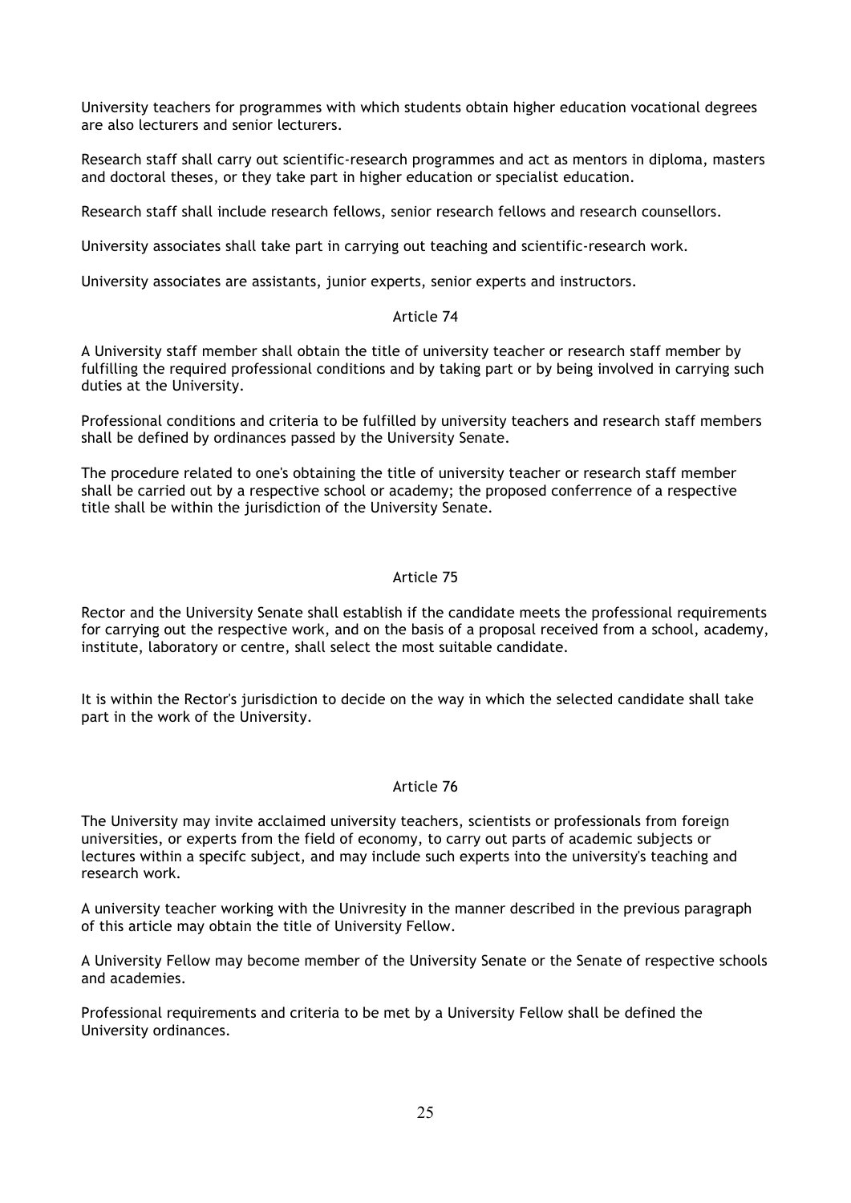University teachers for programmes with which students obtain higher education vocational degrees are also lecturers and senior lecturers.

Research staff shall carry out scientific-research programmes and act as mentors in diploma, masters and doctoral theses, or they take part in higher education or specialist education.

Research staff shall include research fellows, senior research fellows and research counsellors.

University associates shall take part in carrying out teaching and scientific-research work.

University associates are assistants, junior experts, senior experts and instructors.

### Article 74

A University staff member shall obtain the title of university teacher or research staff member by fulfilling the required professional conditions and by taking part or by being involved in carrying such duties at the University.

Professional conditions and criteria to be fulfilled by university teachers and research staff members shall be defined by ordinances passed by the University Senate.

The procedure related to one's obtaining the title of university teacher or research staff member shall be carried out by a respective school or academy; the proposed conferrence of a respective title shall be within the jurisdiction of the University Senate.

### Article 75

Rector and the University Senate shall establish if the candidate meets the professional requirements for carrying out the respective work, and on the basis of a proposal received from a school, academy, institute, laboratory or centre, shall select the most suitable candidate.

It is within the Rector's jurisdiction to decide on the way in which the selected candidate shall take part in the work of the University.

### Article 76

The University may invite acclaimed university teachers, scientists or professionals from foreign universities, or experts from the field of economy, to carry out parts of academic subjects or lectures within a specifc subject, and may include such experts into the university's teaching and research work.

A university teacher working with the Univresity in the manner described in the previous paragraph of this article may obtain the title of University Fellow.

A University Fellow may become member of the University Senate or the Senate of respective schools and academies.

Professional requirements and criteria to be met by a University Fellow shall be defined the University ordinances.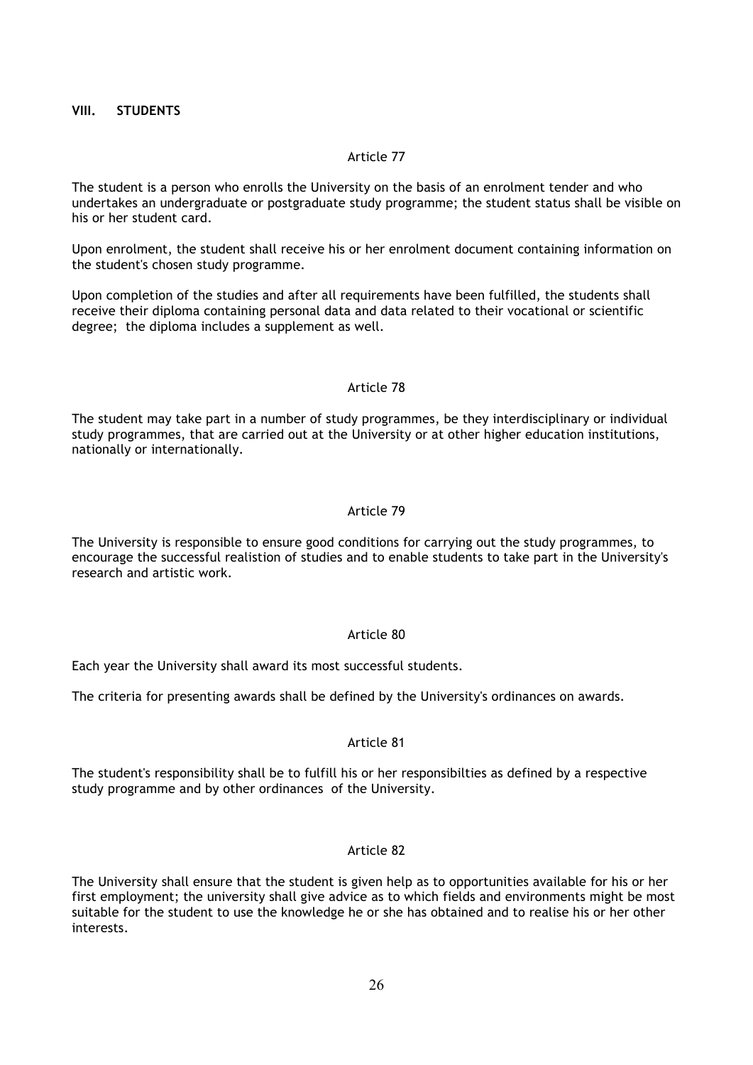## VIII. STUDENTS

### Article 77

The student is a person who enrolls the University on the basis of an enrolment tender and who undertakes an undergraduate or postgraduate study programme; the student status shall be visible on his or her student card.

Upon enrolment, the student shall receive his or her enrolment document containing information on the student's chosen study programme.

Upon completion of the studies and after all requirements have been fulfilled, the students shall receive their diploma containing personal data and data related to their vocational or scientific degree; the diploma includes a supplement as well.

### Article 78

The student may take part in a number of study programmes, be they interdisciplinary or individual study programmes, that are carried out at the University or at other higher education institutions, nationally or internationally.

### Article 79

The University is responsible to ensure good conditions for carrying out the study programmes, to encourage the successful realistion of studies and to enable students to take part in the University's research and artistic work.

### Article 80

Each year the University shall award its most successful students.

The criteria for presenting awards shall be defined by the University's ordinances on awards.

### Article 81

The student's responsibility shall be to fulfill his or her responsibilties as defined by a respective study programme and by other ordinances of the University.

### Article 82

The University shall ensure that the student is given help as to opportunities available for his or her first employment; the university shall give advice as to which fields and environments might be most suitable for the student to use the knowledge he or she has obtained and to realise his or her other interests.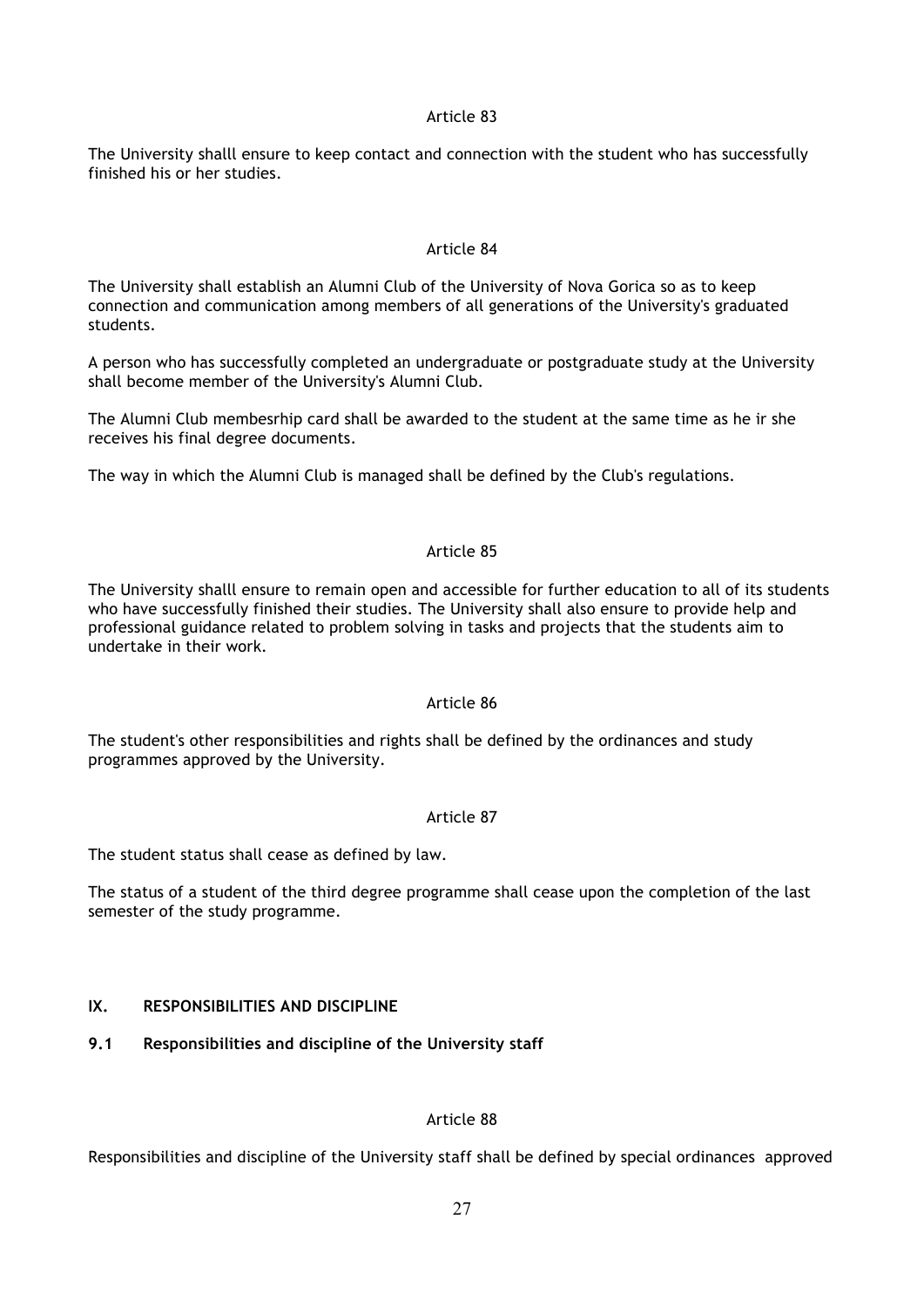Article 83

The University shalll ensure to keep contact and connection with the student who has successfully finished his or her studies.

Article 84

The University shall establish an Alumni Club of the University of Nova Gorica so as to keep connection and communication among members of all generations of the University's graduated students.

A person who has successfully completed an undergraduate or postgraduate study at the University shall become member of the University's Alumni Club.

The Alumni Club membesrhip card shall be awarded to the student at the same time as he ir she receives his final degree documents.

The way in which the Alumni Club is managed shall be defined by the Club's regulations.

Article 85

The University shalll ensure to remain open and accessible for further education to all of its students who have successfully finished their studies. The University shall also ensure to provide help and professional guidance related to problem solving in tasks and projects that the students aim to undertake in their work.

Article 86

The student's other responsibilities and rights shall be defined by the ordinances and study programmes approved by the University.

Article 87

The student status shall cease as defined by law.

The status of a student of the third degree programme shall cease upon the completion of the last semester of the study programme.

## IX. RESPONSIBILITIES AND DISCIPLINE

### 9.1 Responsibilities and discipline of the University staff

Article 88

Responsibilities and discipline of the University staff shall be defined by special ordinances approved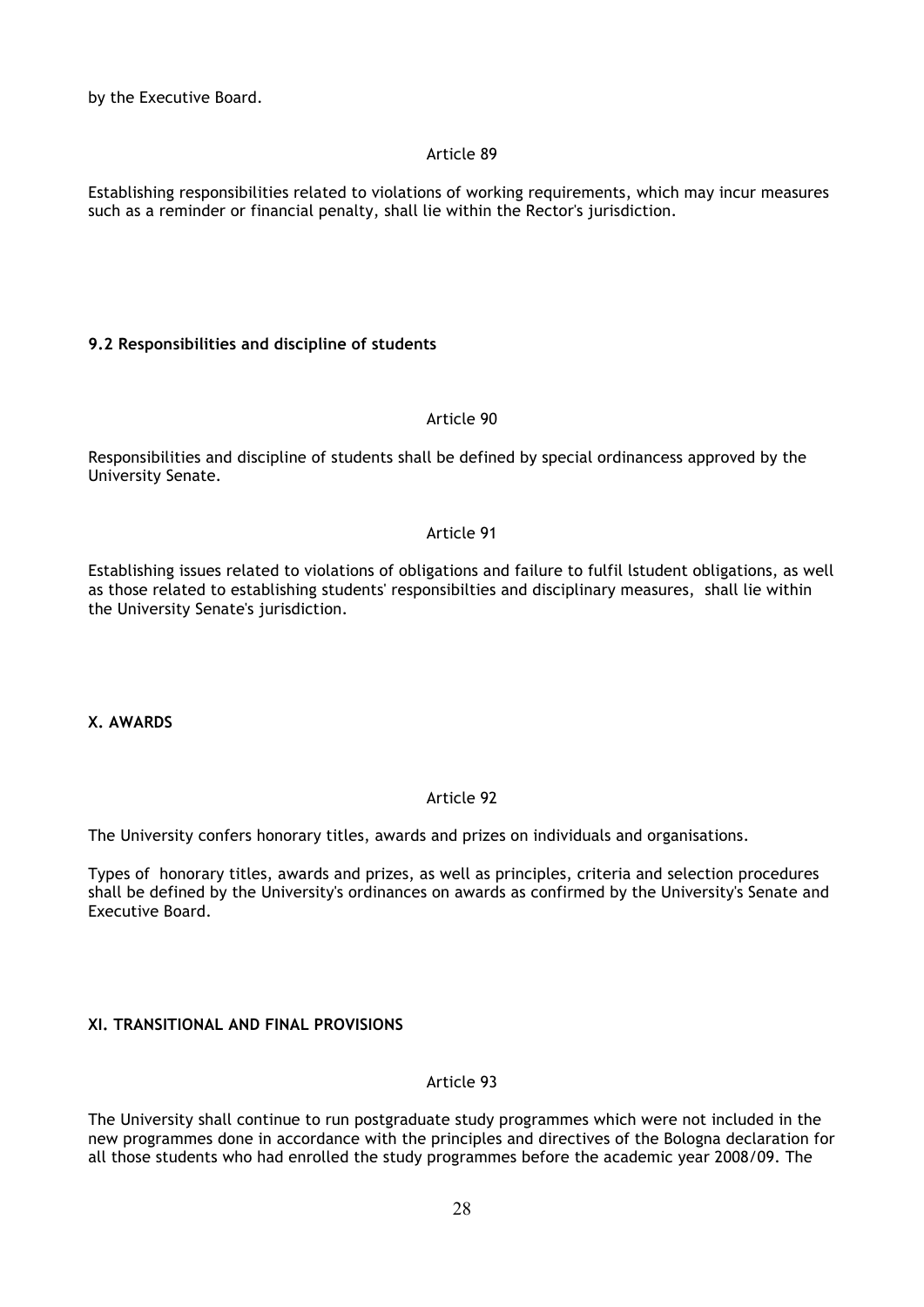by the Executive Board.

Article 89

Establishing responsibilities related to violations of working requirements, which may incur measures such as a reminder or financial penalty, shall lie within the Rector's jurisdiction.

### 9.2 Responsibilities and discipline of students

Article 90

Responsibilities and discipline of students shall be defined by special ordinancess approved by the University Senate.

Article 91

Establishing issues related to violations of obligations and failure to fulfil lstudent obligations, as well as those related to establishing students' responsibilties and disciplinary measures, shall lie within the University Senate's jurisdiction.

## X. AWARDS

Article 92

The University confers honorary titles, awards and prizes on individuals and organisations.

Types of honorary titles, awards and prizes, as well as principles, criteria and selection procedures shall be defined by the University's ordinances on awards as confirmed by the University's Senate and Executive Board.

## XI. TRANSITIONAL AND FINAL PROVISIONS

Article 93

The University shall continue to run postgraduate study programmes which were not included in the new programmes done in accordance with the principles and directives of the Bologna declaration for all those students who had enrolled the study programmes before the academic year 2008/09. The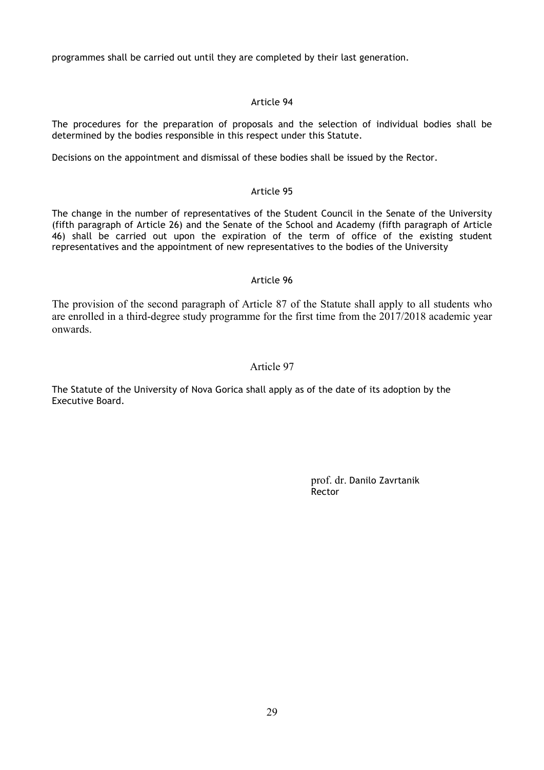programmes shall be carried out until they are completed by their last generation.

### Article 94

The procedures for the preparation of proposals and the selection of individual bodies shall be determined by the bodies responsible in this respect under this Statute.

Decisions on the appointment and dismissal of these bodies shall be issued by the Rector.

### Article 95

The change in the number of representatives of the Student Council in the Senate of the University (fifth paragraph of Article 26) and the Senate of the School and Academy (fifth paragraph of Article 46) shall be carried out upon the expiration of the term of office of the existing student representatives and the appointment of new representatives to the bodies of the University

### Article 96

The provision of the second paragraph of Article 87 of the Statute shall apply to all students who are enrolled in a third-degree study programme for the first time from the 2017/2018 academic year onwards.

### Article 97

The Statute of the University of Nova Gorica shall apply as of the date of its adoption by the Executive Board.

prof. dr. Danilo Zavrtanik
Rector